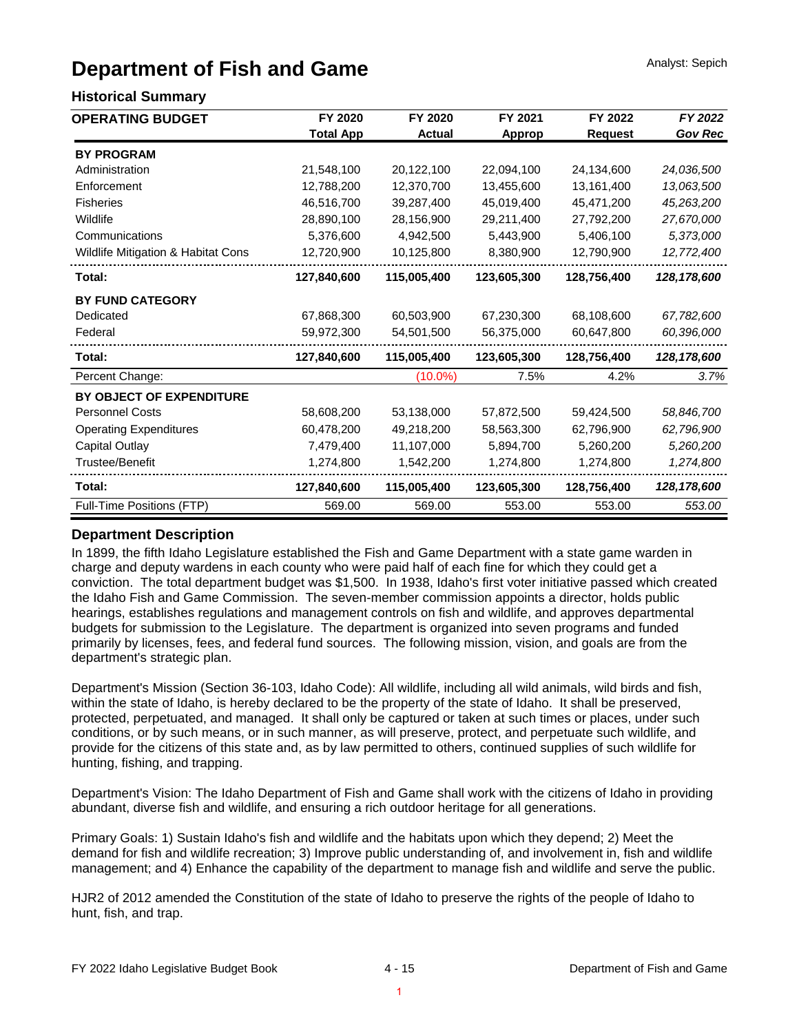# Department of Fish and Game

Analyst: Sepich

## Historical Summary

| OPERATING BUDGET | FY 2020 Total App | FY 2020 Actual | FY 2021 Approp | FY 2022 Request | *FY 2022 Gov Rec* |
|---|---|---|---|---|---|
| **BY PROGRAM** | | | | | |
| Administration | 21,548,100 | 20,122,100 | 22,094,100 | 24,134,600 | *24,036,500* |
| Enforcement | 12,788,200 | 12,370,700 | 13,455,600 | 13,161,400 | *13,063,500* |
| Fisheries | 46,516,700 | 39,287,400 | 45,019,400 | 45,471,200 | *45,263,200* |
| Wildlife | 28,890,100 | 28,156,900 | 29,211,400 | 27,792,200 | *27,670,000* |
| Communications | 5,376,600 | 4,942,500 | 5,443,900 | 5,406,100 | *5,373,000* |
| Wildlife Mitigation & Habitat Cons | 12,720,900 | 10,125,800 | 8,380,900 | 12,790,900 | *12,772,400* |
| **Total:** | **127,840,600** | **115,005,400** | **123,605,300** | **128,756,400** | ***128,178,600*** |
| **BY FUND CATEGORY** | | | | | |
| Dedicated | 67,868,300 | 60,503,900 | 67,230,300 | 68,108,600 | *67,782,600* |
| Federal | 59,972,300 | 54,501,500 | 56,375,000 | 60,647,800 | *60,396,000* |
| **Total:** | **127,840,600** | **115,005,400** | **123,605,300** | **128,756,400** | ***128,178,600*** |
| Percent Change: | | (10.0%) | 7.5% | 4.2% | *3.7%* |
| **BY OBJECT OF EXPENDITURE** | | | | | |
| Personnel Costs | 58,608,200 | 53,138,000 | 57,872,500 | 59,424,500 | *58,846,700* |
| Operating Expenditures | 60,478,200 | 49,218,200 | 58,563,300 | 62,796,900 | *62,796,900* |
| Capital Outlay | 7,479,400 | 11,107,000 | 5,894,700 | 5,260,200 | *5,260,200* |
| Trustee/Benefit | 1,274,800 | 1,542,200 | 1,274,800 | 1,274,800 | *1,274,800* |
| **Total:** | **127,840,600** | **115,005,400** | **123,605,300** | **128,756,400** | ***128,178,600*** |
| Full-Time Positions (FTP) | 569.00 | 569.00 | 553.00 | 553.00 | *553.00* |

## Department Description

In 1899, the fifth Idaho Legislature established the Fish and Game Department with a state game warden in charge and deputy wardens in each county who were paid half of each fine for which they could get a conviction. The total department budget was $1,500. In 1938, Idaho's first voter initiative passed which created the Idaho Fish and Game Commission. The seven-member commission appoints a director, holds public hearings, establishes regulations and management controls on fish and wildlife, and approves departmental budgets for submission to the Legislature. The department is organized into seven programs and funded primarily by licenses, fees, and federal fund sources. The following mission, vision, and goals are from the department's strategic plan.

Department's Mission (Section 36-103, Idaho Code): All wildlife, including all wild animals, wild birds and fish, within the state of Idaho, is hereby declared to be the property of the state of Idaho. It shall be preserved, protected, perpetuated, and managed. It shall only be captured or taken at such times or places, under such conditions, or by such means, or in such manner, as will preserve, protect, and perpetuate such wildlife, and provide for the citizens of this state and, as by law permitted to others, continued supplies of such wildlife for hunting, fishing, and trapping.

Department's Vision: The Idaho Department of Fish and Game shall work with the citizens of Idaho in providing abundant, diverse fish and wildlife, and ensuring a rich outdoor heritage for all generations.

Primary Goals: 1) Sustain Idaho's fish and wildlife and the habitats upon which they depend; 2) Meet the demand for fish and wildlife recreation; 3) Improve public understanding of, and involvement in, fish and wildlife management; and 4) Enhance the capability of the department to manage fish and wildlife and serve the public.

HJR2 of 2012 amended the Constitution of the state of Idaho to preserve the rights of the people of Idaho to hunt, fish, and trap.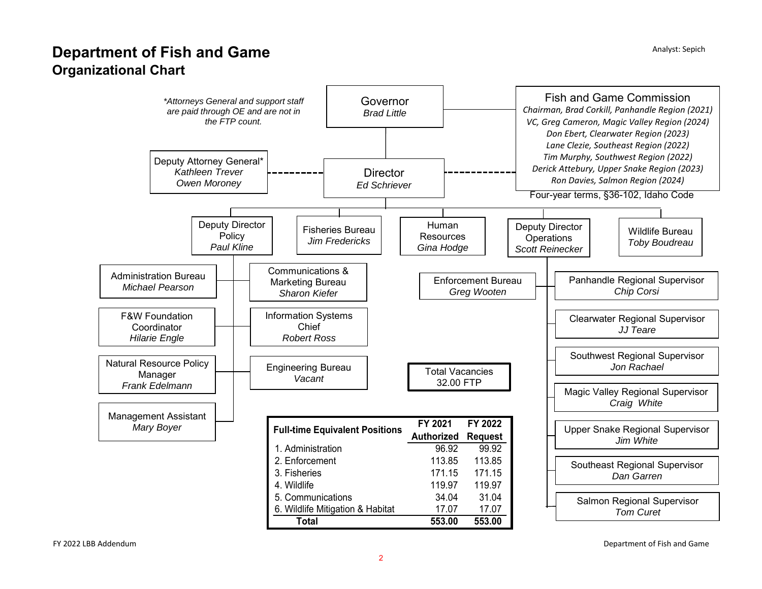# Department of Fish and Game

## Organizational Chart

Analyst: Sepich

*\*Attorneys General and support staff are paid through OE and are not in the FTP count.*

**Governor**
*Brad Little*

**Fish and Game Commission**
*Chairman, Brad Corkill, Panhandle Region (2021)*
*VC, Greg Cameron, Magic Valley Region (2024)*
*Don Ebert, Clearwater Region (2023)*
*Lane Clezie, Southeast Region (2022)*
*Tim Murphy, Southwest Region (2022)*
*Derick Attebury, Upper Snake Region (2023)*
*Ron Davies, Salmon Region (2024)*
Four-year terms, §36-102, Idaho Code

**Deputy Attorney General\***
*Kathleen Trever*
*Owen Moroney*

**Director**
*Ed Schriever*

**Deputy Director Policy** — *Paul Kline*
- Administration Bureau — *Michael Pearson*
- F&W Foundation Coordinator — *Hilarie Engle*
- Natural Resource Policy Manager — *Frank Edelmann*
- Management Assistant — *Mary Boyer*
- Communications & Marketing Bureau — *Sharon Kiefer*
- Information Systems Chief — *Robert Ross*
- Engineering Bureau — *Vacant*

**Fisheries Bureau** — *Jim Fredericks*

**Human Resources** — *Gina Hodge*

**Deputy Director Operations** — *Scott Reinecker*
- Enforcement Bureau — *Greg Wooten*
- Panhandle Regional Supervisor — *Chip Corsi*
- Clearwater Regional Supervisor — *JJ Teare*
- Southwest Regional Supervisor — *Jon Rachael*
- Magic Valley Regional Supervisor — *Craig White*
- Upper Snake Regional Supervisor — *Jim White*
- Southeast Regional Supervisor — *Dan Garren*
- Salmon Regional Supervisor — *Tom Curet*

**Wildlife Bureau** — *Toby Boudreau*

**Total Vacancies**
32.00 FTP

| Full-time Equivalent Positions | FY 2021 Authorized | FY 2022 Request |
|---|---|---|
| 1. Administration | 96.92 | 99.92 |
| 2. Enforcement | 113.85 | 113.85 |
| 3. Fisheries | 171.15 | 171.15 |
| 4. Wildlife | 119.97 | 119.97 |
| 5. Communications | 34.04 | 31.04 |
| 6. Wildlife Mitigation & Habitat | 17.07 | 17.07 |
| **Total** | **553.00** | **553.00** |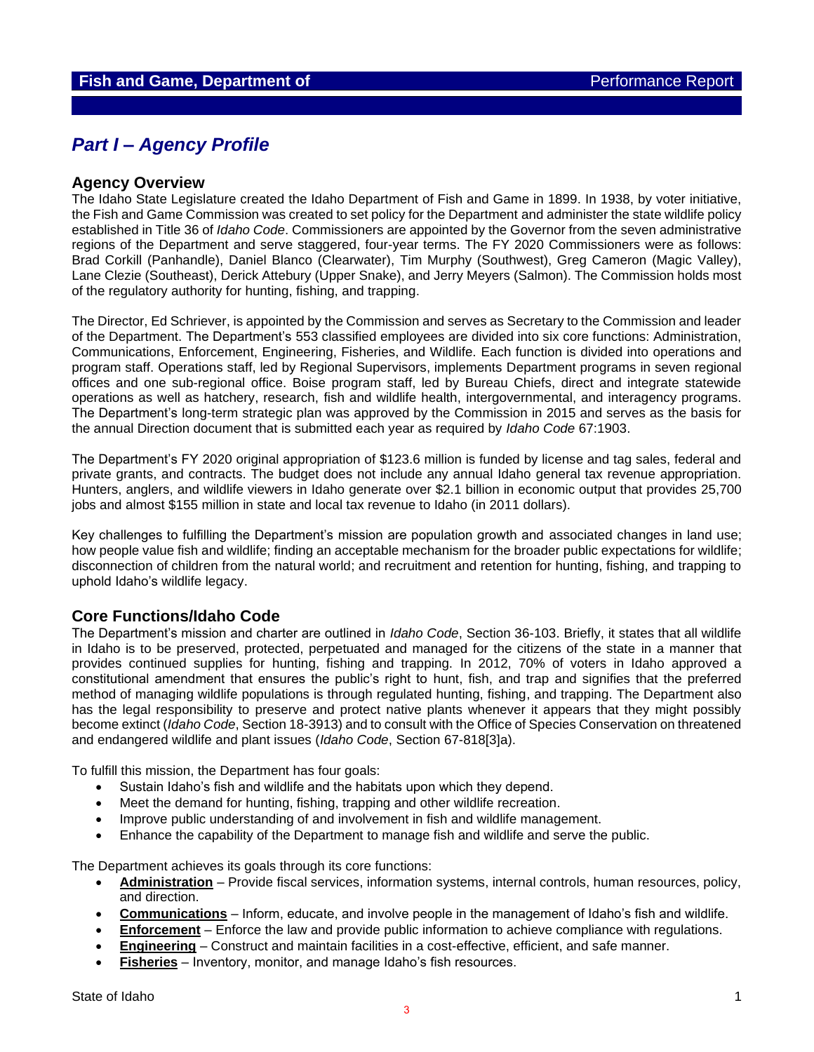# Part I – Agency Profile

## Agency Overview

The Idaho State Legislature created the Idaho Department of Fish and Game in 1899. In 1938, by voter initiative, the Fish and Game Commission was created to set policy for the Department and administer the state wildlife policy established in Title 36 of *Idaho Code*. Commissioners are appointed by the Governor from the seven administrative regions of the Department and serve staggered, four-year terms. The FY 2020 Commissioners were as follows: Brad Corkill (Panhandle), Daniel Blanco (Clearwater), Tim Murphy (Southwest), Greg Cameron (Magic Valley), Lane Clezie (Southeast), Derick Attebury (Upper Snake), and Jerry Meyers (Salmon). The Commission holds most of the regulatory authority for hunting, fishing, and trapping.

The Director, Ed Schriever, is appointed by the Commission and serves as Secretary to the Commission and leader of the Department. The Department's 553 classified employees are divided into six core functions: Administration, Communications, Enforcement, Engineering, Fisheries, and Wildlife. Each function is divided into operations and program staff. Operations staff, led by Regional Supervisors, implements Department programs in seven regional offices and one sub-regional office. Boise program staff, led by Bureau Chiefs, direct and integrate statewide operations as well as hatchery, research, fish and wildlife health, intergovernmental, and interagency programs. The Department's long-term strategic plan was approved by the Commission in 2015 and serves as the basis for the annual Direction document that is submitted each year as required by *Idaho Code* 67:1903.

The Department's FY 2020 original appropriation of $123.6 million is funded by license and tag sales, federal and private grants, and contracts. The budget does not include any annual Idaho general tax revenue appropriation. Hunters, anglers, and wildlife viewers in Idaho generate over $2.1 billion in economic output that provides 25,700 jobs and almost $155 million in state and local tax revenue to Idaho (in 2011 dollars).

Key challenges to fulfilling the Department's mission are population growth and associated changes in land use; how people value fish and wildlife; finding an acceptable mechanism for the broader public expectations for wildlife; disconnection of children from the natural world; and recruitment and retention for hunting, fishing, and trapping to uphold Idaho's wildlife legacy.

## Core Functions/Idaho Code

The Department's mission and charter are outlined in *Idaho Code*, Section 36-103. Briefly, it states that all wildlife in Idaho is to be preserved, protected, perpetuated and managed for the citizens of the state in a manner that provides continued supplies for hunting, fishing and trapping. In 2012, 70% of voters in Idaho approved a constitutional amendment that ensures the public's right to hunt, fish, and trap and signifies that the preferred method of managing wildlife populations is through regulated hunting, fishing, and trapping. The Department also has the legal responsibility to preserve and protect native plants whenever it appears that they might possibly become extinct (*Idaho Code*, Section 18-3913) and to consult with the Office of Species Conservation on threatened and endangered wildlife and plant issues (*Idaho Code*, Section 67-818[3]a).

To fulfill this mission, the Department has four goals:

- Sustain Idaho's fish and wildlife and the habitats upon which they depend.
- Meet the demand for hunting, fishing, trapping and other wildlife recreation.
- Improve public understanding of and involvement in fish and wildlife management.
- Enhance the capability of the Department to manage fish and wildlife and serve the public.

The Department achieves its goals through its core functions:

- **Administration** – Provide fiscal services, information systems, internal controls, human resources, policy, and direction.
- **Communications** – Inform, educate, and involve people in the management of Idaho's fish and wildlife.
- **Enforcement** – Enforce the law and provide public information to achieve compliance with regulations.
- **Engineering** – Construct and maintain facilities in a cost-effective, efficient, and safe manner.
- **Fisheries** – Inventory, monitor, and manage Idaho's fish resources.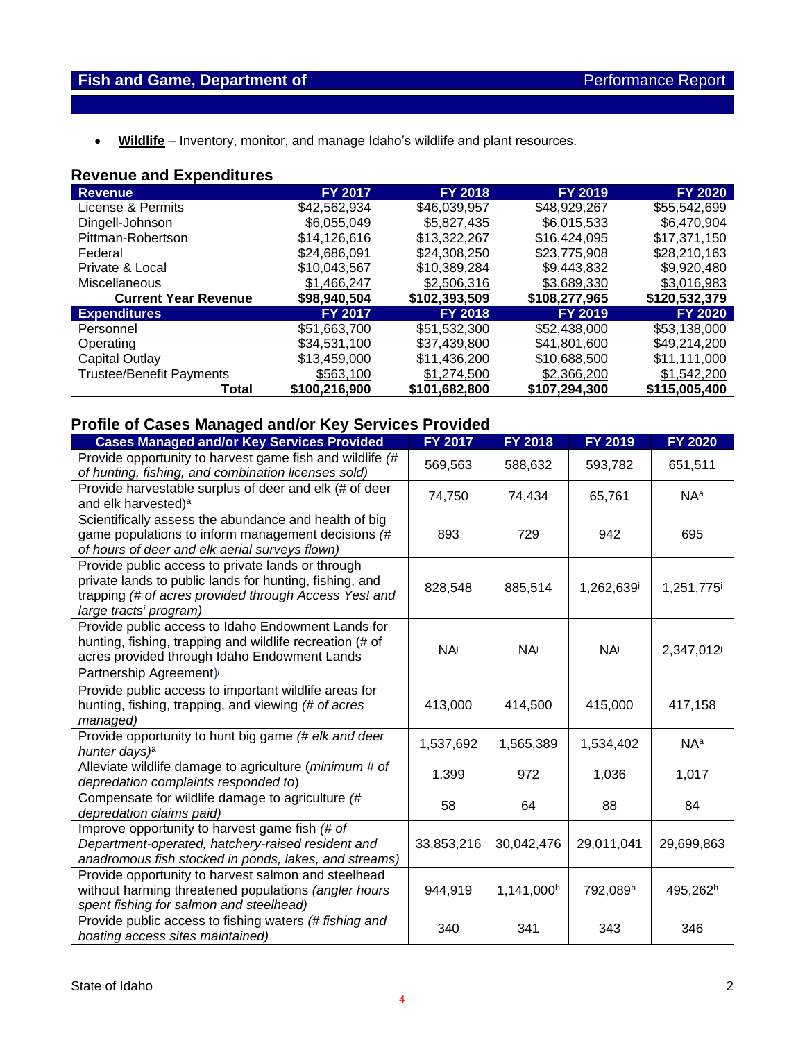- **Wildlife** – Inventory, monitor, and manage Idaho's wildlife and plant resources.

## Revenue and Expenditures

| Revenue | FY 2017 | FY 2018 | FY 2019 | FY 2020 |
|---|---|---|---|---|
| License & Permits | $42,562,934 | $46,039,957 | $48,929,267 | $55,542,699 |
| Dingell-Johnson | $6,055,049 | $5,827,435 | $6,015,533 | $6,470,904 |
| Pittman-Robertson | $14,126,616 | $13,322,267 | $16,424,095 | $17,371,150 |
| Federal | $24,686,091 | $24,308,250 | $23,775,908 | $28,210,163 |
| Private & Local | $10,043,567 | $10,389,284 | $9,443,832 | $9,920,480 |
| Miscellaneous | $1,466,247 | $2,506,316 | $3,689,330 | $3,016,983 |
| **Current Year Revenue** | **$98,940,504** | **$102,393,509** | **$108,277,965** | **$120,532,379** |
| **Expenditures** | **FY 2017** | **FY 2018** | **FY 2019** | **FY 2020** |
| Personnel | $51,663,700 | $51,532,300 | $52,438,000 | $53,138,000 |
| Operating | $34,531,100 | $37,439,800 | $41,801,600 | $49,214,200 |
| Capital Outlay | $13,459,000 | $11,436,200 | $10,688,500 | $11,111,000 |
| Trustee/Benefit Payments | $563,100 | $1,274,500 | $2,366,200 | $1,542,200 |
| **Total** | **$100,216,900** | **$101,682,800** | **$107,294,300** | **$115,005,400** |

## Profile of Cases Managed and/or Key Services Provided

| Cases Managed and/or Key Services Provided | FY 2017 | FY 2018 | FY 2019 | FY 2020 |
|---|---|---|---|---|
| Provide opportunity to harvest game fish and wildlife *(# of hunting, fishing, and combination licenses sold)* | 569,563 | 588,632 | 593,782 | 651,511 |
| Provide harvestable surplus of deer and elk (# of deer and elk harvested)[a] | 74,750 | 74,434 | 65,761 | NA[a] |
| Scientifically assess the abundance and health of big game populations to inform management decisions *(# of hours of deer and elk aerial surveys flown)* | 893 | 729 | 942 | 695 |
| Provide public access to private lands or through private lands to public lands for hunting, fishing, and trapping *(# of acres provided through Access Yes! and large tracts[i] program)* | 828,548 | 885,514 | 1,262,639[i] | 1,251,775[i] |
| Provide public access to Idaho Endowment Lands for hunting, fishing, trapping and wildlife recreation (# of acres provided through Idaho Endowment Lands Partnership Agreement)[j] | NA[j] | NA[j] | NA[j] | 2,347,012[j] |
| Provide public access to important wildlife areas for hunting, fishing, trapping, and viewing *(# of acres managed)* | 413,000 | 414,500 | 415,000 | 417,158 |
| Provide opportunity to hunt big game *(# elk and deer hunter days)*[a] | 1,537,692 | 1,565,389 | 1,534,402 | NA[a] |
| Alleviate wildlife damage to agriculture (*minimum # of depredation complaints responded to*) | 1,399 | 972 | 1,036 | 1,017 |
| Compensate for wildlife damage to agriculture *(# depredation claims paid)* | 58 | 64 | 88 | 84 |
| Improve opportunity to harvest game fish *(# of Department-operated, hatchery-raised resident and anadromous fish stocked in ponds, lakes, and streams)* | 33,853,216 | 30,042,476 | 29,011,041 | 29,699,863 |
| Provide opportunity to harvest salmon and steelhead without harming threatened populations *(angler hours spent fishing for salmon and steelhead)* | 944,919 | 1,141,000[b] | 792,089[h] | 495,262[h] |
| Provide public access to fishing waters *(# fishing and boating access sites maintained)* | 340 | 341 | 343 | 346 |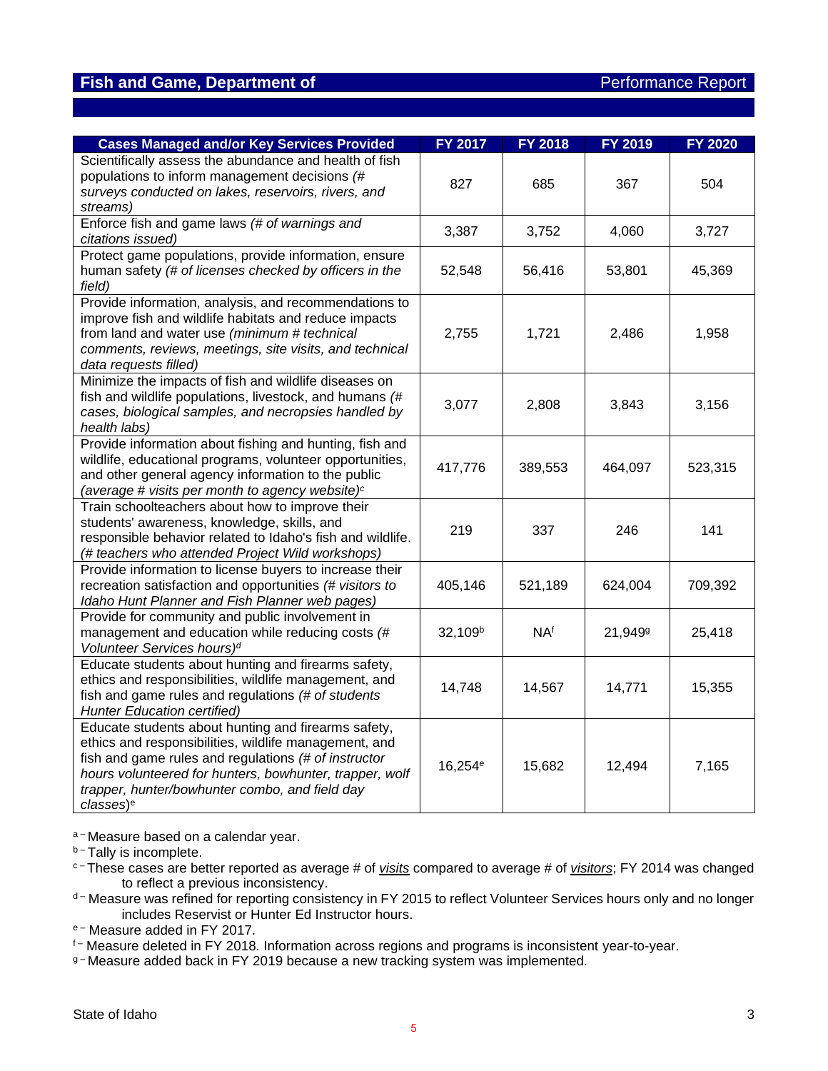## Fish and Game, Department of — Performance Report

| Cases Managed and/or Key Services Provided | FY 2017 | FY 2018 | FY 2019 | FY 2020 |
|---|---|---|---|---|
| Scientifically assess the abundance and health of fish populations to inform management decisions *(# surveys conducted on lakes, reservoirs, rivers, and streams)* | 827 | 685 | 367 | 504 |
| Enforce fish and game laws *(# of warnings and citations issued)* | 3,387 | 3,752 | 4,060 | 3,727 |
| Protect game populations, provide information, ensure human safety *(# of licenses checked by officers in the field)* | 52,548 | 56,416 | 53,801 | 45,369 |
| Provide information, analysis, and recommendations to improve fish and wildlife habitats and reduce impacts from land and water use *(minimum # technical comments, reviews, meetings, site visits, and technical data requests filled)* | 2,755 | 1,721 | 2,486 | 1,958 |
| Minimize the impacts of fish and wildlife diseases on fish and wildlife populations, livestock, and humans *(# cases, biological samples, and necropsies handled by health labs)* | 3,077 | 2,808 | 3,843 | 3,156 |
| Provide information about fishing and hunting, fish and wildlife, educational programs, volunteer opportunities, and other general agency information to the public *(average # visits per month to agency website)*[c] | 417,776 | 389,553 | 464,097 | 523,315 |
| Train schoolteachers about how to improve their students' awareness, knowledge, skills, and responsible behavior related to Idaho's fish and wildlife. *(# teachers who attended Project Wild workshops)* | 219 | 337 | 246 | 141 |
| Provide information to license buyers to increase their recreation satisfaction and opportunities *(# visitors to Idaho Hunt Planner and Fish Planner web pages)* | 405,146 | 521,189 | 624,004 | 709,392 |
| Provide for community and public involvement in management and education while reducing costs *(# Volunteer Services hours)*[d] | 32,109[b] | NA[f] | 21,949[g] | 25,418 |
| Educate students about hunting and firearms safety, ethics and responsibilities, wildlife management, and fish and game rules and regulations *(# of students Hunter Education certified)* | 14,748 | 14,567 | 14,771 | 15,355 |
| Educate students about hunting and firearms safety, ethics and responsibilities, wildlife management, and fish and game rules and regulations *(# of instructor hours volunteered for hunters, bowhunter, trapper, wolf trapper, hunter/bowhunter combo, and field day classes)*[e] | 16,254[e] | 15,682 | 12,494 | 7,165 |

[a] – Measure based on a calendar year.

[b] – Tally is incomplete.

[c] – These cases are better reported as average # of <u>*visits*</u> compared to average # of <u>*visitors*</u>; FY 2014 was changed to reflect a previous inconsistency.

[d] – Measure was refined for reporting consistency in FY 2015 to reflect Volunteer Services hours only and no longer includes Reservist or Hunter Ed Instructor hours.

[e] – Measure added in FY 2017.

[f] – Measure deleted in FY 2018. Information across regions and programs is inconsistent year-to-year.

[g] – Measure added back in FY 2019 because a new tracking system was implemented.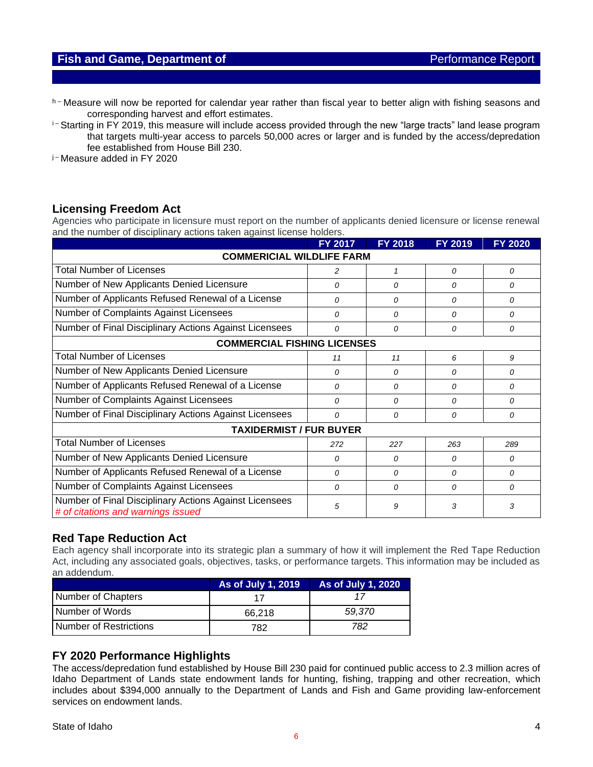[h] – Measure will now be reported for calendar year rather than fiscal year to better align with fishing seasons and corresponding harvest and effort estimates.

[i] – Starting in FY 2019, this measure will include access provided through the new "large tracts" land lease program that targets multi-year access to parcels 50,000 acres or larger and is funded by the access/depredation fee established from House Bill 230.

[j] – Measure added in FY 2020

## Licensing Freedom Act

Agencies who participate in licensure must report on the number of applicants denied licensure or license renewal and the number of disciplinary actions taken against license holders.

| | FY 2017 | FY 2018 | FY 2019 | FY 2020 |
|---|---|---|---|---|
| **COMMERICIAL WILDLIFE FARM** | | | | |
| Total Number of Licenses | *2* | *1* | *0* | *0* |
| Number of New Applicants Denied Licensure | *0* | *0* | *0* | *0* |
| Number of Applicants Refused Renewal of a License | *0* | *0* | *0* | *0* |
| Number of Complaints Against Licensees | *0* | *0* | *0* | *0* |
| Number of Final Disciplinary Actions Against Licensees | *0* | *0* | *0* | *0* |
| **COMMERCIAL FISHING LICENSES** | | | | |
| Total Number of Licenses | *11* | *11* | *6* | *9* |
| Number of New Applicants Denied Licensure | *0* | *0* | *0* | *0* |
| Number of Applicants Refused Renewal of a License | *0* | *0* | *0* | *0* |
| Number of Complaints Against Licensees | *0* | *0* | *0* | *0* |
| Number of Final Disciplinary Actions Against Licensees | *0* | *0* | *0* | *0* |
| **TAXIDERMIST / FUR BUYER** | | | | |
| Total Number of Licenses | *272* | *227* | *263* | *289* |
| Number of New Applicants Denied Licensure | *0* | *0* | *0* | *0* |
| Number of Applicants Refused Renewal of a License | *0* | *0* | *0* | *0* |
| Number of Complaints Against Licensees | *0* | *0* | *0* | *0* |
| Number of Final Disciplinary Actions Against Licensees *# of citations and warnings issued* | *5* | *9* | *3* | *3* |

## Red Tape Reduction Act

Each agency shall incorporate into its strategic plan a summary of how it will implement the Red Tape Reduction Act, including any associated goals, objectives, tasks, or performance targets. This information may be included as an addendum.

| | As of July 1, 2019 | As of July 1, 2020 |
|---|---|---|
| Number of Chapters | 17 | *17* |
| Number of Words | 66,218 | *59,370* |
| Number of Restrictions | 782 | *782* |

## FY 2020 Performance Highlights

The access/depredation fund established by House Bill 230 paid for continued public access to 2.3 million acres of Idaho Department of Lands state endowment lands for hunting, fishing, trapping and other recreation, which includes about $394,000 annually to the Department of Lands and Fish and Game providing law-enforcement services on endowment lands.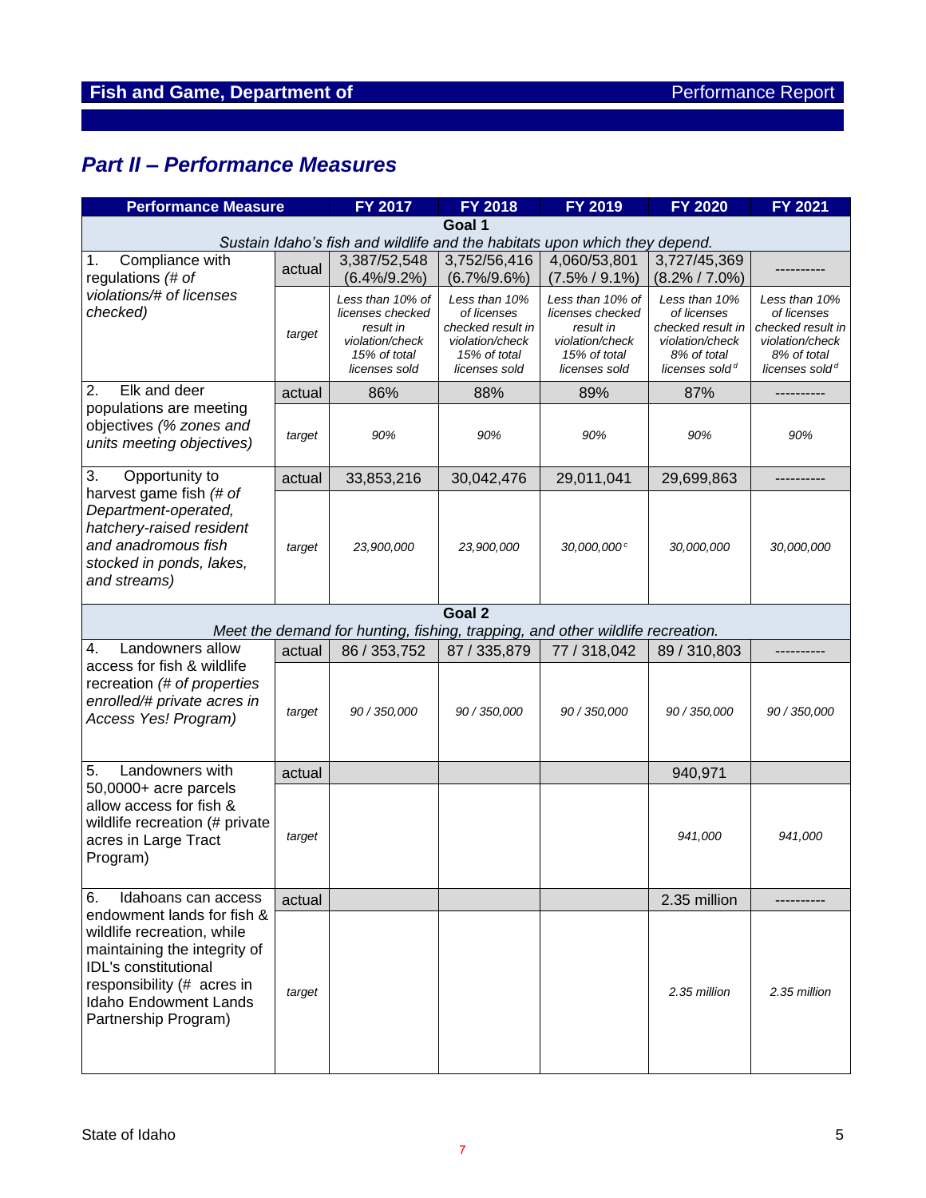## Part II – Performance Measures

| Performance Measure | | FY 2017 | FY 2018 | FY 2019 | FY 2020 | FY 2021 |
|---|---|---|---|---|---|---|
| **Goal 1** *Sustain Idaho's fish and wildlife and the habitats upon which they depend.* | | | | | | |
| 1. Compliance with regulations *(# of violations/# of licenses checked)* | actual | 3,387/52,548 (6.4%/9.2%) | 3,752/56,416 (6.7%/9.6%) | 4,060/53,801 (7.5% / 9.1%) | 3,727/45,369 (8.2% / 7.0%) | ---------- |
| | *target* | *Less than 10% of licenses checked result in violation/check 15% of total licenses sold* | *Less than 10% of licenses checked result in violation/check 15% of total licenses sold* | *Less than 10% of licenses checked result in violation/check 15% of total licenses sold* | *Less than 10% of licenses checked result in violation/check 8% of total licenses sold [d]* | *Less than 10% of licenses checked result in violation/check 8% of total licenses sold [d]* |
| 2. Elk and deer populations are meeting objectives *(% zones and units meeting objectives)* | actual | 86% | 88% | 89% | 87% | ---------- |
| | *target* | *90%* | *90%* | *90%* | *90%* | *90%* |
| 3. Opportunity to harvest game fish *(# of Department-operated, hatchery-raised resident and anadromous fish stocked in ponds, lakes, and streams)* | actual | 33,853,216 | 30,042,476 | 29,011,041 | 29,699,863 | ---------- |
| | *target* | *23,900,000* | *23,900,000* | *30,000,000 [c]* | *30,000,000* | *30,000,000* |
| **Goal 2** *Meet the demand for hunting, fishing, trapping, and other wildlife recreation.* | | | | | | |
| 4. Landowners allow access for fish & wildlife recreation *(# of properties enrolled/# private acres in Access Yes! Program)* | actual | 86 / 353,752 | 87 / 335,879 | 77 / 318,042 | 89 / 310,803 | ---------- |
| | *target* | *90 / 350,000* | *90 / 350,000* | *90 / 350,000* | *90 / 350,000* | *90 / 350,000* |
| 5. Landowners with 50,0000+ acre parcels allow access for fish & wildlife recreation (# private acres in Large Tract Program) | actual | | | | 940,971 | |
| | *target* | | | | *941,000* | *941,000* |
| 6. Idahoans can access endowment lands for fish & wildlife recreation, while maintaining the integrity of IDL's constitutional responsibility (# acres in Idaho Endowment Lands Partnership Program) | actual | | | | 2.35 million | ---------- |
| | *target* | | | | *2.35 million* | *2.35 million* |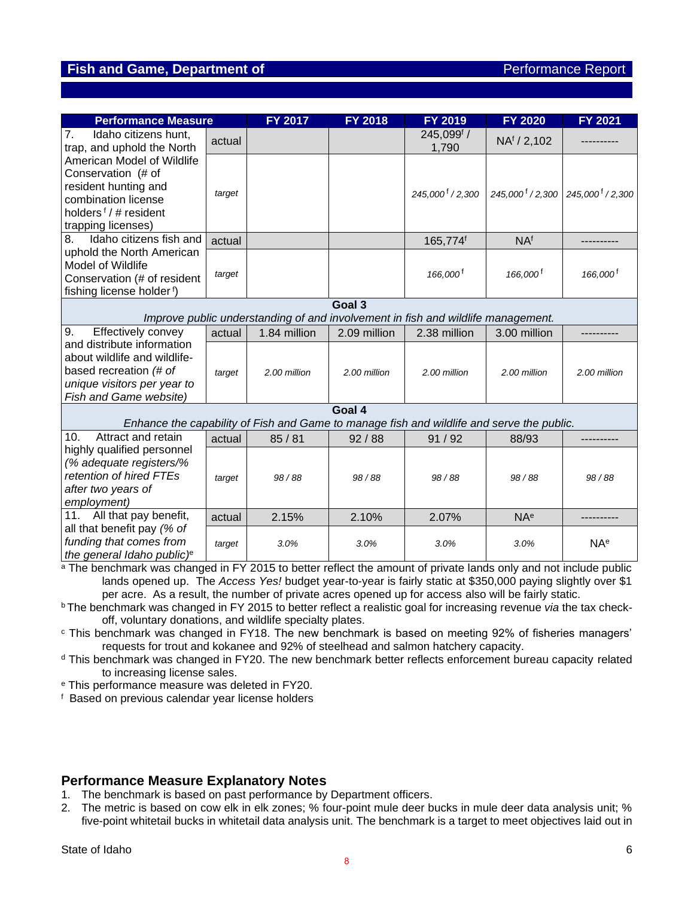| Performance Measure | | FY 2017 | FY 2018 | FY 2019 | FY 2020 | FY 2021 |
|---|---|---|---|---|---|---|
| 7. Idaho citizens hunt, trap, and uphold the North American Model of Wildlife Conservation (# of resident hunting and combination license holders [f] / # resident trapping licenses) | actual | | | 245,099[f] / 1,790 | NA[f] / 2,102 | ---------- |
| | *target* | | | *245,000 [f] / 2,300* | *245,000 [f] / 2,300* | *245,000 [f] / 2,300* |
| 8. Idaho citizens fish and uphold the North American Model of Wildlife Conservation (# of resident fishing license holder [f]) | actual | | | 165,774[f] | NA[f] | ---------- |
| | *target* | | | *166,000 [f]* | *166,000 [f]* | *166,000 [f]* |
| **Goal 3** *Improve public understanding of and involvement in fish and wildlife management.* | | | | | | |
| 9. Effectively convey and distribute information about wildlife and wildlife-based recreation *(# of unique visitors per year to Fish and Game website)* | actual | 1.84 million | 2.09 million | 2.38 million | 3.00 million | ---------- |
| | *target* | *2.00 million* | *2.00 million* | *2.00 million* | *2.00 million* | *2.00 million* |
| **Goal 4** *Enhance the capability of Fish and Game to manage fish and wildlife and serve the public.* | | | | | | |
| 10. Attract and retain highly qualified personnel *(% adequate registers/% retention of hired FTEs after two years of employment)* | actual | 85 / 81 | 92 / 88 | 91 / 92 | 88/93 | ---------- |
| | *target* | *98 / 88* | *98 / 88* | *98 / 88* | *98 / 88* | *98 / 88* |
| 11. All that pay benefit, all that benefit pay *(% of funding that comes from the general Idaho public)*[e] | actual | 2.15% | 2.10% | 2.07% | NA[e] | ---------- |
| | *target* | *3.0%* | *3.0%* | *3.0%* | *3.0%* | NA[e] |

[a] The benchmark was changed in FY 2015 to better reflect the amount of private lands only and not include public lands opened up. The *Access Yes!* budget year-to-year is fairly static at $350,000 paying slightly over $1 per acre. As a result, the number of private acres opened up for access also will be fairly static.

[b] The benchmark was changed in FY 2015 to better reflect a realistic goal for increasing revenue *via* the tax check-off, voluntary donations, and wildlife specialty plates.

[c] This benchmark was changed in FY18. The new benchmark is based on meeting 92% of fisheries managers' requests for trout and kokanee and 92% of steelhead and salmon hatchery capacity.

[d] This benchmark was changed in FY20. The new benchmark better reflects enforcement bureau capacity related to increasing license sales.

[e] This performance measure was deleted in FY20.

[f] Based on previous calendar year license holders

## Performance Measure Explanatory Notes

1. The benchmark is based on past performance by Department officers.
2. The metric is based on cow elk in elk zones; % four-point mule deer bucks in mule deer data analysis unit; % five-point whitetail bucks in whitetail data analysis unit. The benchmark is a target to meet objectives laid out in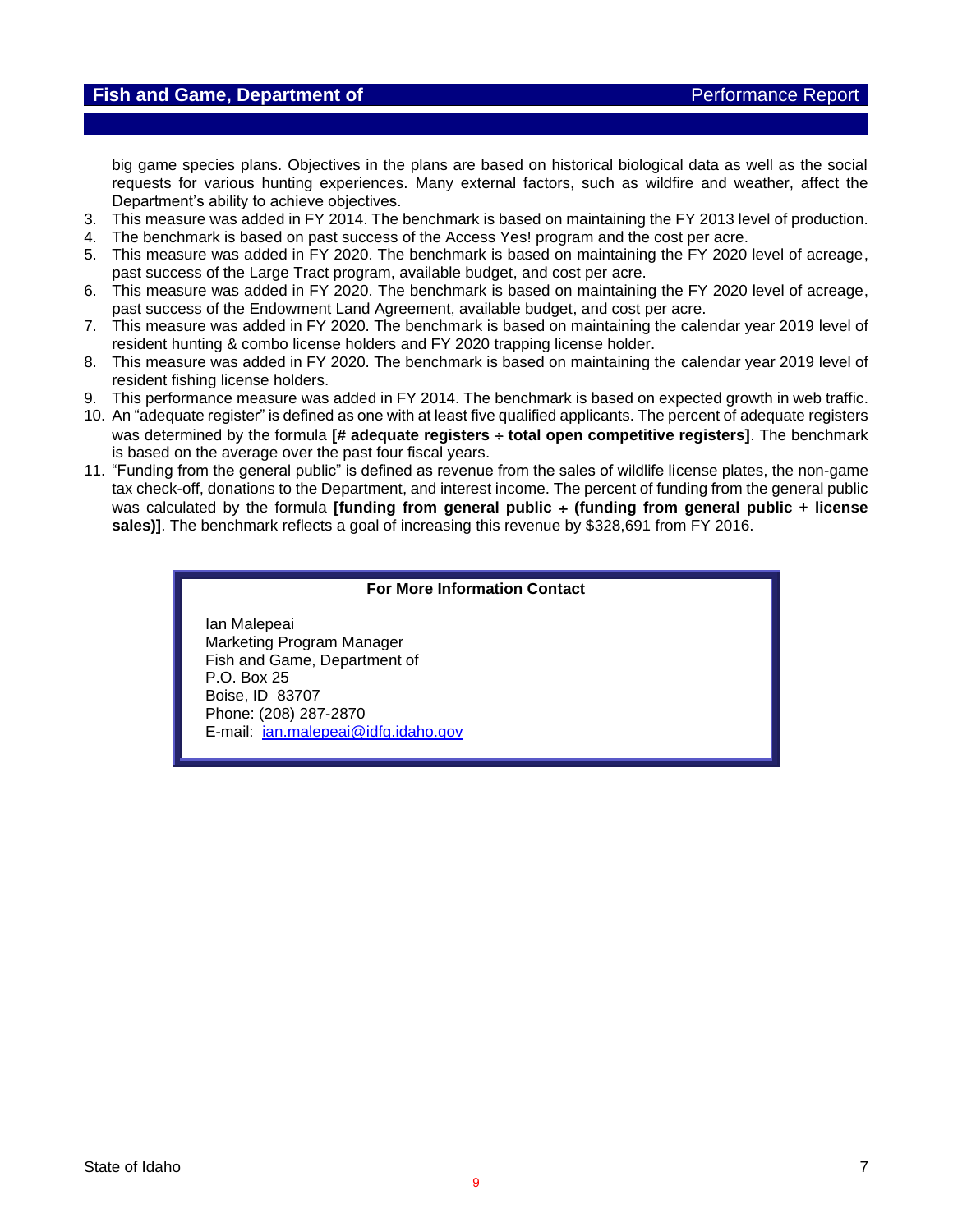big game species plans. Objectives in the plans are based on historical biological data as well as the social requests for various hunting experiences. Many external factors, such as wildfire and weather, affect the Department's ability to achieve objectives.

3. This measure was added in FY 2014. The benchmark is based on maintaining the FY 2013 level of production.
4. The benchmark is based on past success of the Access Yes! program and the cost per acre.
5. This measure was added in FY 2020. The benchmark is based on maintaining the FY 2020 level of acreage, past success of the Large Tract program, available budget, and cost per acre.
6. This measure was added in FY 2020. The benchmark is based on maintaining the FY 2020 level of acreage, past success of the Endowment Land Agreement, available budget, and cost per acre.
7. This measure was added in FY 2020. The benchmark is based on maintaining the calendar year 2019 level of resident hunting & combo license holders and FY 2020 trapping license holder.
8. This measure was added in FY 2020. The benchmark is based on maintaining the calendar year 2019 level of resident fishing license holders.
9. This performance measure was added in FY 2014. The benchmark is based on expected growth in web traffic.
10. An "adequate register" is defined as one with at least five qualified applicants. The percent of adequate registers was determined by the formula **[# adequate registers ÷ total open competitive registers]**. The benchmark is based on the average over the past four fiscal years.
11. "Funding from the general public" is defined as revenue from the sales of wildlife license plates, the non-game tax check-off, donations to the Department, and interest income. The percent of funding from the general public was calculated by the formula **[funding from general public ÷ (funding from general public + license sales)]**. The benchmark reflects a goal of increasing this revenue by $328,691 from FY 2016.

**For More Information Contact**

Ian Malepeai
Marketing Program Manager
Fish and Game, Department of
P.O. Box 25
Boise, ID 83707
Phone: (208) 287-2870
E-mail: ian.malepeai@idfg.idaho.gov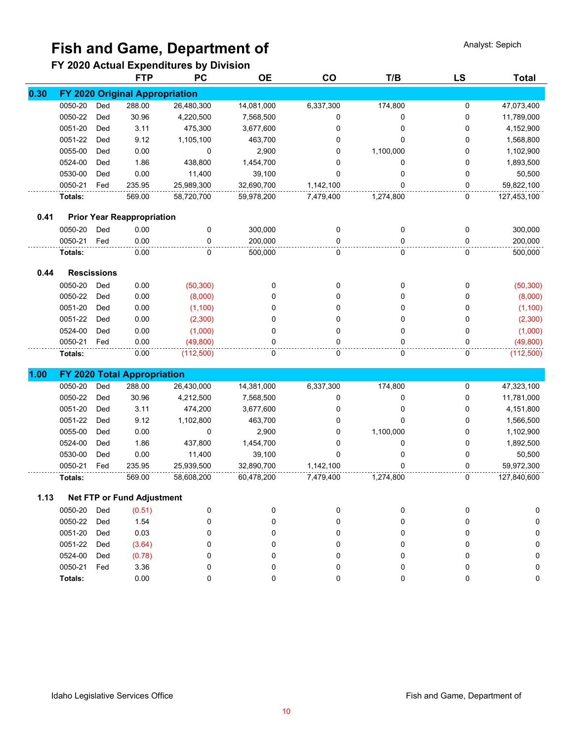# Fish and Game, Department of

Analyst: Sepich

## FY 2020 Actual Expenditures by Division

| | | | FTP | PC | OE | CO | T/B | LS | Total |
|---|---|---|---|---|---|---|---|---|---|
| **0.30** | **FY 2020 Original Appropriation** | | | | | | | | |
| | 0050-20 | Ded | 288.00 | 26,480,300 | 14,081,000 | 6,337,300 | 174,800 | 0 | 47,073,400 |
| | 0050-22 | Ded | 30.96 | 4,220,500 | 7,568,500 | 0 | 0 | 0 | 11,789,000 |
| | 0051-20 | Ded | 3.11 | 475,300 | 3,677,600 | 0 | 0 | 0 | 4,152,900 |
| | 0051-22 | Ded | 9.12 | 1,105,100 | 463,700 | 0 | 0 | 0 | 1,568,800 |
| | 0055-00 | Ded | 0.00 | 0 | 2,900 | 0 | 1,100,000 | 0 | 1,102,900 |
| | 0524-00 | Ded | 1.86 | 438,800 | 1,454,700 | 0 | 0 | 0 | 1,893,500 |
| | 0530-00 | Ded | 0.00 | 11,400 | 39,100 | 0 | 0 | 0 | 50,500 |
| | 0050-21 | Fed | 235.95 | 25,989,300 | 32,690,700 | 1,142,100 | 0 | 0 | 59,822,100 |
| | **Totals:** | | 569.00 | 58,720,700 | 59,978,200 | 7,479,400 | 1,274,800 | 0 | 127,453,100 |
| **0.41** | **Prior Year Reappropriation** | | | | | | | | |
| | 0050-20 | Ded | 0.00 | 0 | 300,000 | 0 | 0 | 0 | 300,000 |
| | 0050-21 | Fed | 0.00 | 0 | 200,000 | 0 | 0 | 0 | 200,000 |
| | **Totals:** | | 0.00 | 0 | 500,000 | 0 | 0 | 0 | 500,000 |
| **0.44** | **Rescissions** | | | | | | | | |
| | 0050-20 | Ded | 0.00 | (50,300) | 0 | 0 | 0 | 0 | (50,300) |
| | 0050-22 | Ded | 0.00 | (8,000) | 0 | 0 | 0 | 0 | (8,000) |
| | 0051-20 | Ded | 0.00 | (1,100) | 0 | 0 | 0 | 0 | (1,100) |
| | 0051-22 | Ded | 0.00 | (2,300) | 0 | 0 | 0 | 0 | (2,300) |
| | 0524-00 | Ded | 0.00 | (1,000) | 0 | 0 | 0 | 0 | (1,000) |
| | 0050-21 | Fed | 0.00 | (49,800) | 0 | 0 | 0 | 0 | (49,800) |
| | **Totals:** | | 0.00 | (112,500) | 0 | 0 | 0 | 0 | (112,500) |
| **1.00** | **FY 2020 Total Appropriation** | | | | | | | | |
| | 0050-20 | Ded | 288.00 | 26,430,000 | 14,381,000 | 6,337,300 | 174,800 | 0 | 47,323,100 |
| | 0050-22 | Ded | 30.96 | 4,212,500 | 7,568,500 | 0 | 0 | 0 | 11,781,000 |
| | 0051-20 | Ded | 3.11 | 474,200 | 3,677,600 | 0 | 0 | 0 | 4,151,800 |
| | 0051-22 | Ded | 9.12 | 1,102,800 | 463,700 | 0 | 0 | 0 | 1,566,500 |
| | 0055-00 | Ded | 0.00 | 0 | 2,900 | 0 | 1,100,000 | 0 | 1,102,900 |
| | 0524-00 | Ded | 1.86 | 437,800 | 1,454,700 | 0 | 0 | 0 | 1,892,500 |
| | 0530-00 | Ded | 0.00 | 11,400 | 39,100 | 0 | 0 | 0 | 50,500 |
| | 0050-21 | Fed | 235.95 | 25,939,500 | 32,890,700 | 1,142,100 | 0 | 0 | 59,972,300 |
| | **Totals:** | | 569.00 | 58,608,200 | 60,478,200 | 7,479,400 | 1,274,800 | 0 | 127,840,600 |
| **1.13** | **Net FTP or Fund Adjustment** | | | | | | | | |
| | 0050-20 | Ded | (0.51) | 0 | 0 | 0 | 0 | 0 | 0 |
| | 0050-22 | Ded | 1.54 | 0 | 0 | 0 | 0 | 0 | 0 |
| | 0051-20 | Ded | 0.03 | 0 | 0 | 0 | 0 | 0 | 0 |
| | 0051-22 | Ded | (3.64) | 0 | 0 | 0 | 0 | 0 | 0 |
| | 0524-00 | Ded | (0.78) | 0 | 0 | 0 | 0 | 0 | 0 |
| | 0050-21 | Fed | 3.36 | 0 | 0 | 0 | 0 | 0 | 0 |
| | **Totals:** | | 0.00 | 0 | 0 | 0 | 0 | 0 | 0 |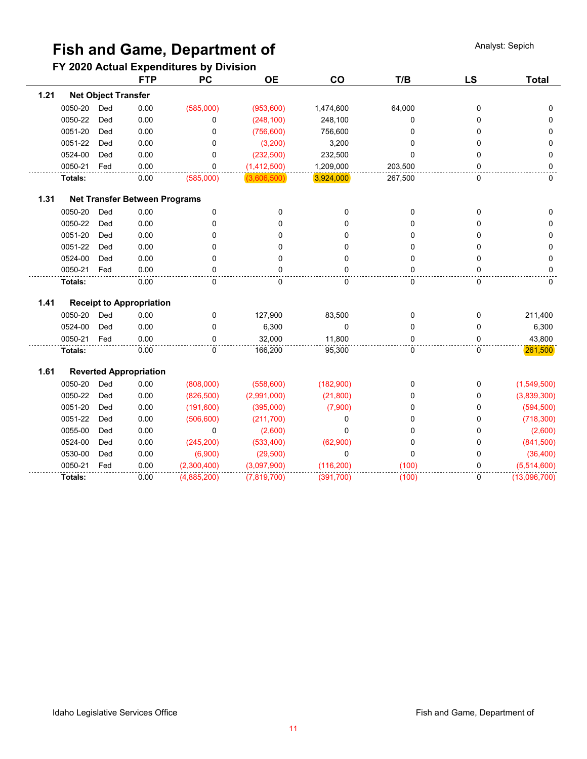# Fish and Game, Department of

Analyst: Sepich

## FY 2020 Actual Expenditures by Division

| | | | FTP | PC | OE | CO | T/B | LS | Total |
|---|---|---|---|---|---|---|---|---|---|
| **1.21** | **Net Object Transfer** | | | | | | | | |
| | 0050-20 | Ded | 0.00 | (585,000) | (953,600) | 1,474,600 | 64,000 | 0 | 0 |
| | 0050-22 | Ded | 0.00 | 0 | (248,100) | 248,100 | 0 | 0 | 0 |
| | 0051-20 | Ded | 0.00 | 0 | (756,600) | 756,600 | 0 | 0 | 0 |
| | 0051-22 | Ded | 0.00 | 0 | (3,200) | 3,200 | 0 | 0 | 0 |
| | 0524-00 | Ded | 0.00 | 0 | (232,500) | 232,500 | 0 | 0 | 0 |
| | 0050-21 | Fed | 0.00 | 0 | (1,412,500) | 1,209,000 | 203,500 | 0 | 0 |
| | **Totals:** | | 0.00 | (585,000) | (3,606,500) | 3,924,000 | 267,500 | 0 | 0 |
| **1.31** | **Net Transfer Between Programs** | | | | | | | | |
| | 0050-20 | Ded | 0.00 | 0 | 0 | 0 | 0 | 0 | 0 |
| | 0050-22 | Ded | 0.00 | 0 | 0 | 0 | 0 | 0 | 0 |
| | 0051-20 | Ded | 0.00 | 0 | 0 | 0 | 0 | 0 | 0 |
| | 0051-22 | Ded | 0.00 | 0 | 0 | 0 | 0 | 0 | 0 |
| | 0524-00 | Ded | 0.00 | 0 | 0 | 0 | 0 | 0 | 0 |
| | 0050-21 | Fed | 0.00 | 0 | 0 | 0 | 0 | 0 | 0 |
| | **Totals:** | | 0.00 | 0 | 0 | 0 | 0 | 0 | 0 |
| **1.41** | **Receipt to Appropriation** | | | | | | | | |
| | 0050-20 | Ded | 0.00 | 0 | 127,900 | 83,500 | 0 | 0 | 211,400 |
| | 0524-00 | Ded | 0.00 | 0 | 6,300 | 0 | 0 | 0 | 6,300 |
| | 0050-21 | Fed | 0.00 | 0 | 32,000 | 11,800 | 0 | 0 | 43,800 |
| | **Totals:** | | 0.00 | 0 | 166,200 | 95,300 | 0 | 0 | 261,500 |
| **1.61** | **Reverted Appropriation** | | | | | | | | |
| | 0050-20 | Ded | 0.00 | (808,000) | (558,600) | (182,900) | 0 | 0 | (1,549,500) |
| | 0050-22 | Ded | 0.00 | (826,500) | (2,991,000) | (21,800) | 0 | 0 | (3,839,300) |
| | 0051-20 | Ded | 0.00 | (191,600) | (395,000) | (7,900) | 0 | 0 | (594,500) |
| | 0051-22 | Ded | 0.00 | (506,600) | (211,700) | 0 | 0 | 0 | (718,300) |
| | 0055-00 | Ded | 0.00 | 0 | (2,600) | 0 | 0 | 0 | (2,600) |
| | 0524-00 | Ded | 0.00 | (245,200) | (533,400) | (62,900) | 0 | 0 | (841,500) |
| | 0530-00 | Ded | 0.00 | (6,900) | (29,500) | 0 | 0 | 0 | (36,400) |
| | 0050-21 | Fed | 0.00 | (2,300,400) | (3,097,900) | (116,200) | (100) | 0 | (5,514,600) |
| | **Totals:** | | 0.00 | (4,885,200) | (7,819,700) | (391,700) | (100) | 0 | (13,096,700) |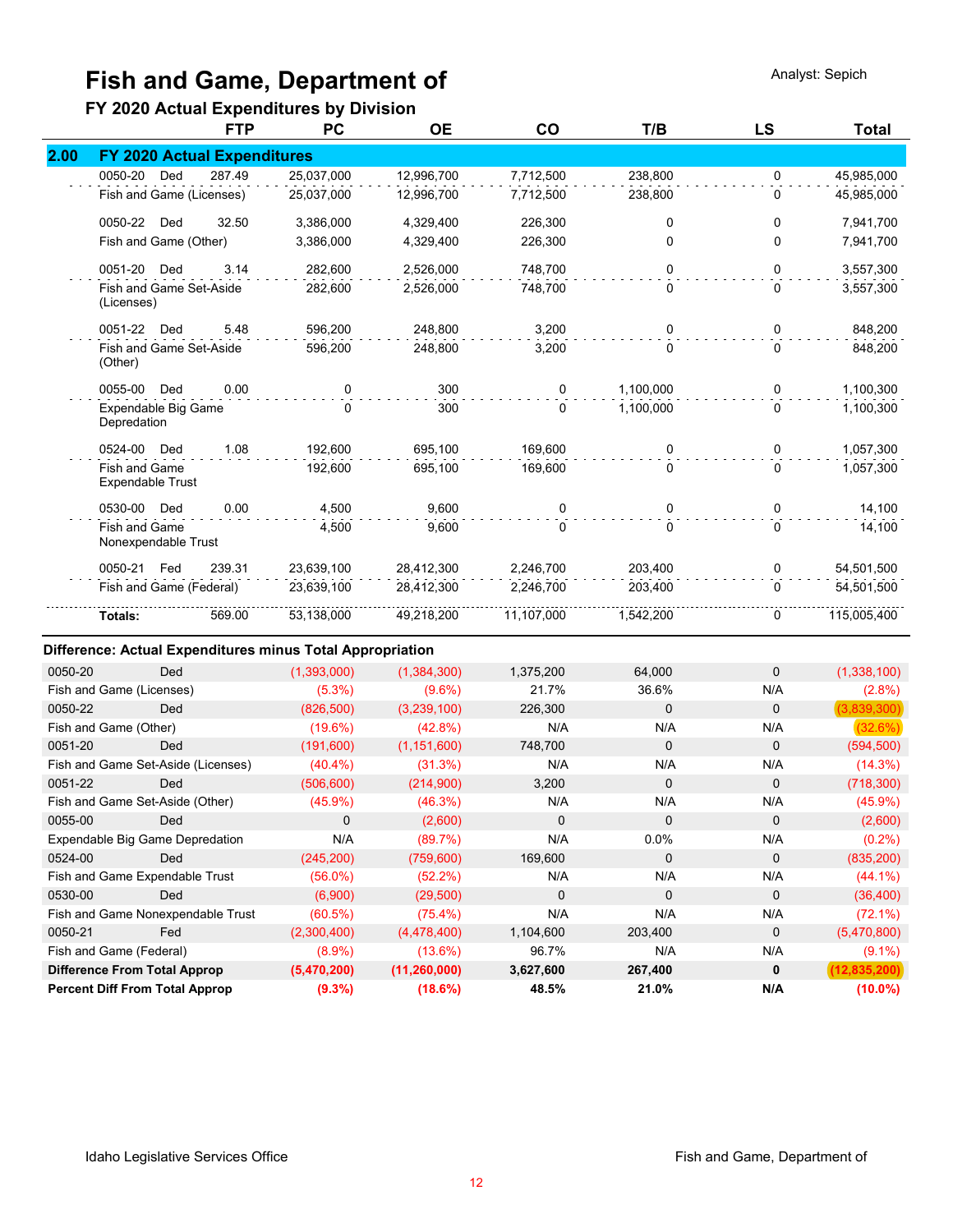# Fish and Game, Department of

Analyst: Sepich

## FY 2020 Actual Expenditures by Division

| | | FTP | PC | OE | CO | T/B | LS | Total |
|---|---|---|---|---|---|---|---|---|
| **2.00** | **FY 2020 Actual Expenditures** | | | | | | | |
| | 0050-20 Ded | 287.49 | 25,037,000 | 12,996,700 | 7,712,500 | 238,800 | 0 | 45,985,000 |
| | Fish and Game (Licenses) | | 25,037,000 | 12,996,700 | 7,712,500 | 238,800 | 0 | 45,985,000 |
| | 0050-22 Ded | 32.50 | 3,386,000 | 4,329,400 | 226,300 | 0 | 0 | 7,941,700 |
| | Fish and Game (Other) | | 3,386,000 | 4,329,400 | 226,300 | 0 | 0 | 7,941,700 |
| | 0051-20 Ded | 3.14 | 282,600 | 2,526,000 | 748,700 | 0 | 0 | 3,557,300 |
| | Fish and Game Set-Aside (Licenses) | | 282,600 | 2,526,000 | 748,700 | 0 | 0 | 3,557,300 |
| | 0051-22 Ded | 5.48 | 596,200 | 248,800 | 3,200 | 0 | 0 | 848,200 |
| | Fish and Game Set-Aside (Other) | | 596,200 | 248,800 | 3,200 | 0 | 0 | 848,200 |
| | 0055-00 Ded | 0.00 | 0 | 300 | 0 | 1,100,000 | 0 | 1,100,300 |
| | Expendable Big Game Depredation | | 0 | 300 | 0 | 1,100,000 | 0 | 1,100,300 |
| | 0524-00 Ded | 1.08 | 192,600 | 695,100 | 169,600 | 0 | 0 | 1,057,300 |
| | Fish and Game Expendable Trust | | 192,600 | 695,100 | 169,600 | 0 | 0 | 1,057,300 |
| | 0530-00 Ded | 0.00 | 4,500 | 9,600 | 0 | 0 | 0 | 14,100 |
| | Fish and Game Nonexpendable Trust | | 4,500 | 9,600 | 0 | 0 | 0 | 14,100 |
| | 0050-21 Fed | 239.31 | 23,639,100 | 28,412,300 | 2,246,700 | 203,400 | 0 | 54,501,500 |
| | Fish and Game (Federal) | | 23,639,100 | 28,412,300 | 2,246,700 | 203,400 | 0 | 54,501,500 |
| | **Totals:** | 569.00 | 53,138,000 | 49,218,200 | 11,107,000 | 1,542,200 | 0 | 115,005,400 |

### Difference: Actual Expenditures minus Total Appropriation

| | | PC | OE | CO | T/B | LS | Total |
|---|---|---|---|---|---|---|---|
| 0050-20 | Ded | (1,393,000) | (1,384,300) | 1,375,200 | 64,000 | 0 | (1,338,100) |
| Fish and Game (Licenses) | | (5.3%) | (9.6%) | 21.7% | 36.6% | N/A | (2.8%) |
| 0050-22 | Ded | (826,500) | (3,239,100) | 226,300 | 0 | 0 | (3,839,300) |
| Fish and Game (Other) | | (19.6%) | (42.8%) | N/A | N/A | N/A | (32.6%) |
| 0051-20 | Ded | (191,600) | (1,151,600) | 748,700 | 0 | 0 | (594,500) |
| Fish and Game Set-Aside (Licenses) | | (40.4%) | (31.3%) | N/A | N/A | N/A | (14.3%) |
| 0051-22 | Ded | (506,600) | (214,900) | 3,200 | 0 | 0 | (718,300) |
| Fish and Game Set-Aside (Other) | | (45.9%) | (46.3%) | N/A | N/A | N/A | (45.9%) |
| 0055-00 | Ded | 0 | (2,600) | 0 | 0 | 0 | (2,600) |
| Expendable Big Game Depredation | | N/A | (89.7%) | N/A | 0.0% | N/A | (0.2%) |
| 0524-00 | Ded | (245,200) | (759,600) | 169,600 | 0 | 0 | (835,200) |
| Fish and Game Expendable Trust | | (56.0%) | (52.2%) | N/A | N/A | N/A | (44.1%) |
| 0530-00 | Ded | (6,900) | (29,500) | 0 | 0 | 0 | (36,400) |
| Fish and Game Nonexpendable Trust | | (60.5%) | (75.4%) | N/A | N/A | N/A | (72.1%) |
| 0050-21 | Fed | (2,300,400) | (4,478,400) | 1,104,600 | 203,400 | 0 | (5,470,800) |
| Fish and Game (Federal) | | (8.9%) | (13.6%) | 96.7% | N/A | N/A | (9.1%) |
| **Difference From Total Approp** | | **(5,470,200)** | **(11,260,000)** | **3,627,600** | **267,400** | **0** | **(12,835,200)** |
| **Percent Diff From Total Approp** | | **(9.3%)** | **(18.6%)** | **48.5%** | **21.0%** | **N/A** | **(10.0%)** |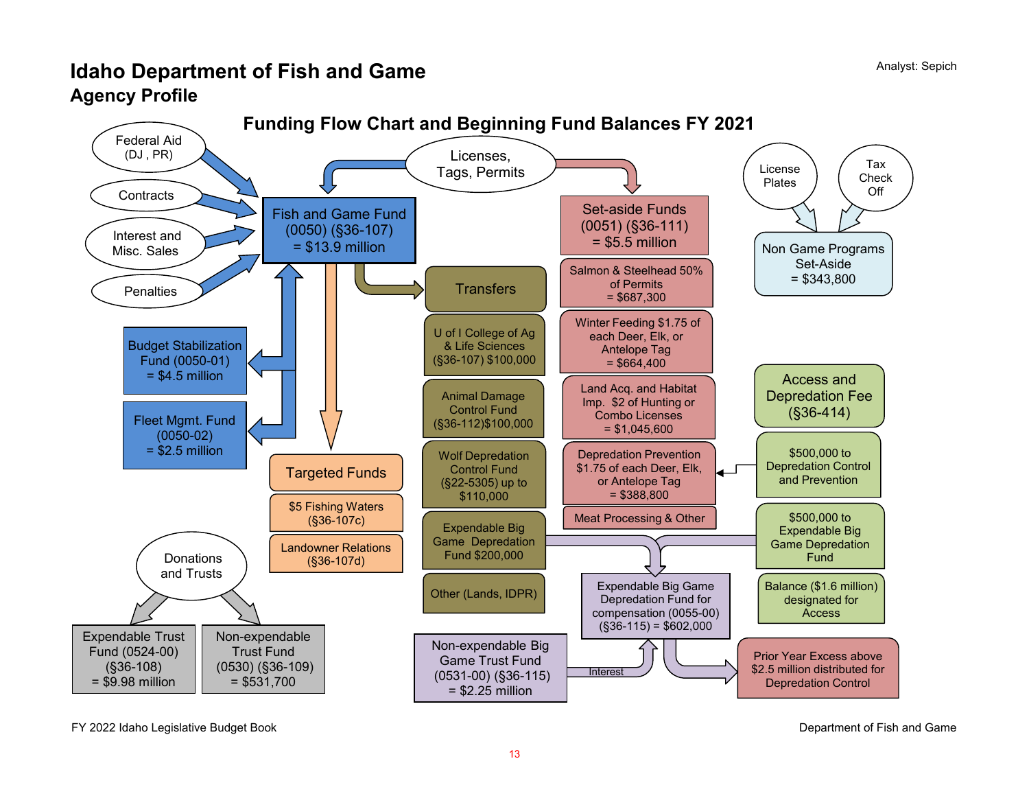# Idaho Department of Fish and Game

## Agency Profile

### Funding Flow Chart and Beginning Fund Balances FY 2021

**Sources**

- Federal Aid (DJ, PR)
- Contracts
- Interest and Misc. Sales
- Penalties
- Licenses, Tags, Permits

**Fish and Game Fund (0050) (§36-107) = $13.9 million**

- Budget Stabilization Fund (0050-01) = $4.5 million
- Fleet Mgmt. Fund (0050-02) = $2.5 million

**Targeted Funds**

- $5 Fishing Waters (§36-107c)
- Landowner Relations (§36-107d)

**Transfers**

- U of I College of Ag & Life Sciences (§36-107) $100,000
- Animal Damage Control Fund (§36-112)$100,000
- Wolf Depredation Control Fund (§22-5305) up to $110,000
- Expendable Big Game Depredation Fund $200,000
- Other (Lands, IDPR)

**Set-aside Funds (0051) (§36-111) = $5.5 million**

- Salmon & Steelhead 50% of Permits = $687,300
- Winter Feeding $1.75 of each Deer, Elk, or Antelope Tag = $664,400
- Land Acq. and Habitat Imp. $2 of Hunting or Combo Licenses = $1,045,600
- Depredation Prevention $1.75 of each Deer, Elk, or Antelope Tag = $388,800
- Meat Processing & Other

**Non Game Programs Set-Aside = $343,800**

- Sources: License Plates; Tax Check Off

**Access and Depredation Fee (§36-414)**

- $500,000 to Depredation Control and Prevention
- $500,000 to Expendable Big Game Depredation Fund
- Balance ($1.6 million) designated for Access

**Expendable Big Game Depredation Fund for compensation (0055-00) (§36-115) = $602,000**

- Non-expendable Big Game Trust Fund (0531-00) (§36-115) = $2.25 million (Interest)
- Prior Year Excess above $2.5 million distributed for Depredation Control

**Donations and Trusts**

- Expendable Trust Fund (0524-00) (§36-108) = $9.98 million
- Non-expendable Trust Fund (0530) (§36-109) = $531,700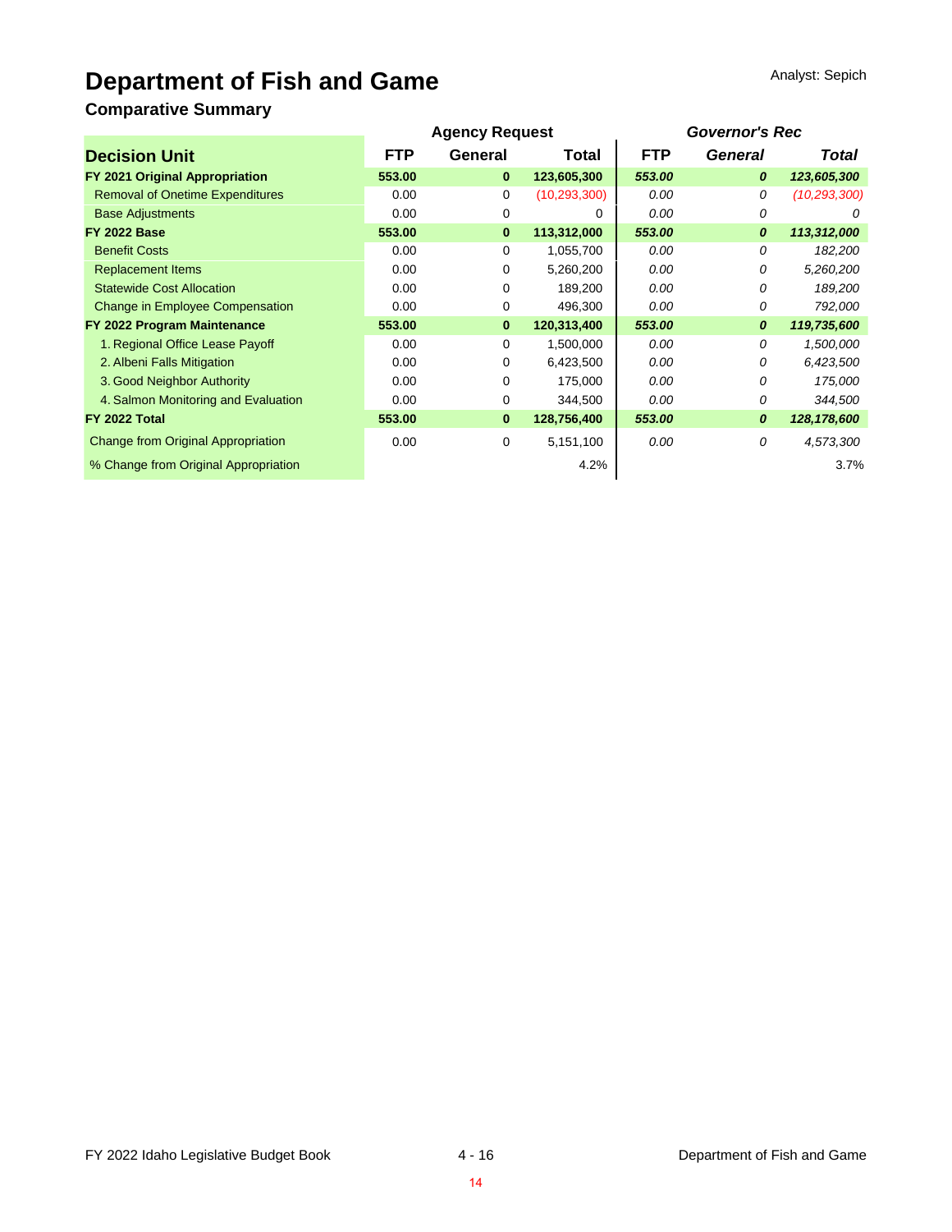# Department of Fish and Game

Analyst: Sepich

## Comparative Summary

| Decision Unit | Agency Request | | | Governor's Rec | | |
|---|---|---|---|---|---|---|
| | FTP | General | Total | FTP | General | Total |
| **FY 2021 Original Appropriation** | **553.00** | **0** | **123,605,300** | ***553.00*** | ***0*** | ***123,605,300*** |
| Removal of Onetime Expenditures | 0.00 | 0 | (10,293,300) | *0.00* | *0* | *(10,293,300)* |
| Base Adjustments | 0.00 | 0 | 0 | *0.00* | *0* | *0* |
| **FY 2022 Base** | **553.00** | **0** | **113,312,000** | ***553.00*** | ***0*** | ***113,312,000*** |
| Benefit Costs | 0.00 | 0 | 1,055,700 | *0.00* | *0* | *182,200* |
| Replacement Items | 0.00 | 0 | 5,260,200 | *0.00* | *0* | *5,260,200* |
| Statewide Cost Allocation | 0.00 | 0 | 189,200 | *0.00* | *0* | *189,200* |
| Change in Employee Compensation | 0.00 | 0 | 496,300 | *0.00* | *0* | *792,000* |
| **FY 2022 Program Maintenance** | **553.00** | **0** | **120,313,400** | ***553.00*** | ***0*** | ***119,735,600*** |
| 1. Regional Office Lease Payoff | 0.00 | 0 | 1,500,000 | *0.00* | *0* | *1,500,000* |
| 2. Albeni Falls Mitigation | 0.00 | 0 | 6,423,500 | *0.00* | *0* | *6,423,500* |
| 3. Good Neighbor Authority | 0.00 | 0 | 175,000 | *0.00* | *0* | *175,000* |
| 4. Salmon Monitoring and Evaluation | 0.00 | 0 | 344,500 | *0.00* | *0* | *344,500* |
| **FY 2022 Total** | **553.00** | **0** | **128,756,400** | ***553.00*** | ***0*** | ***128,178,600*** |
| Change from Original Appropriation | 0.00 | 0 | 5,151,100 | *0.00* | *0* | *4,573,300* |
| % Change from Original Appropriation | | | 4.2% | | | 3.7% |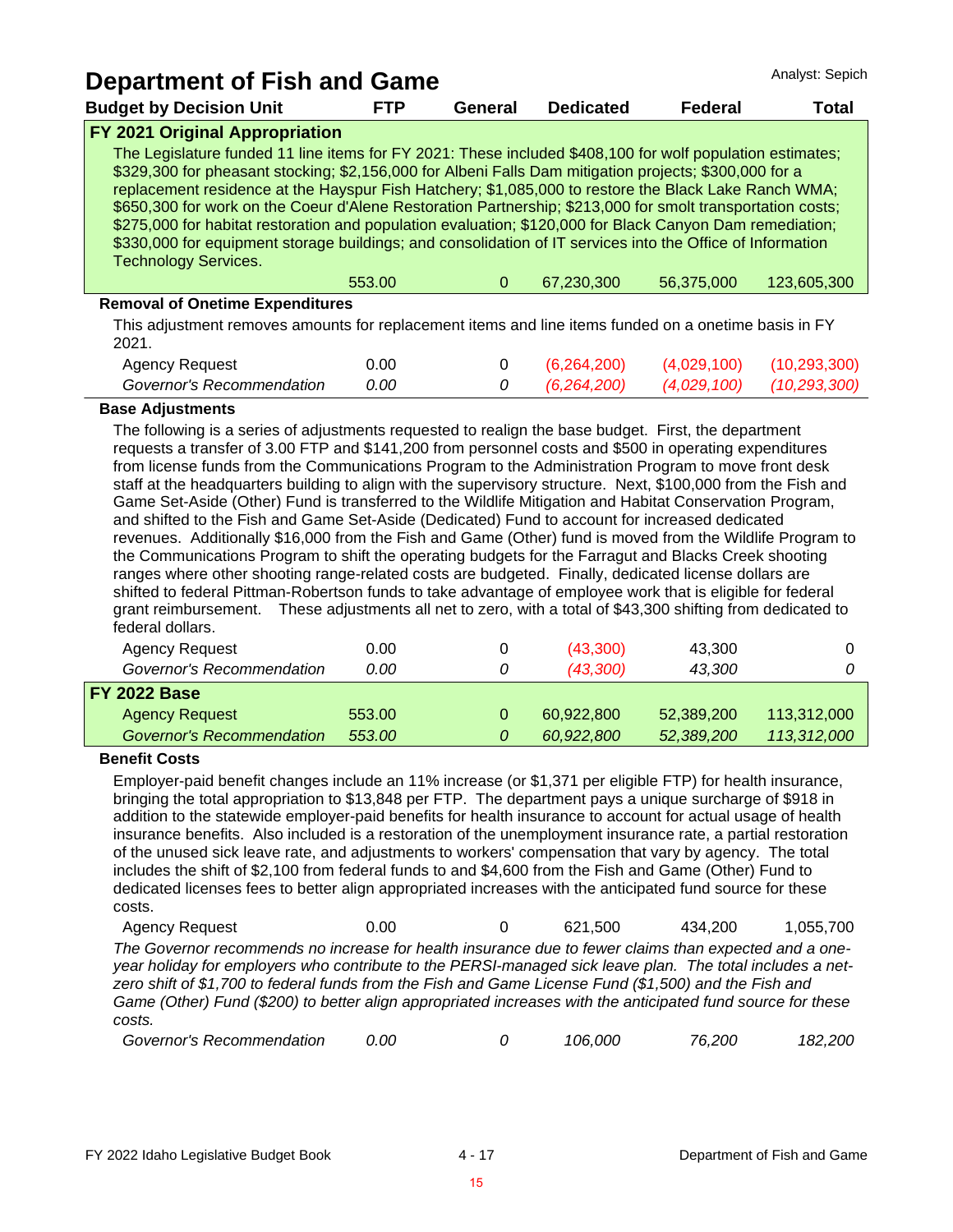# Department of Fish and Game

Analyst: Sepich

| Budget by Decision Unit | FTP | General | Dedicated | Federal | Total |
|---|---|---|---|---|---|
| **FY 2021 Original Appropriation** | | | | | |

The Legislature funded 11 line items for FY 2021: These included $408,100 for wolf population estimates; $329,300 for pheasant stocking; $2,156,000 for Albeni Falls Dam mitigation projects; $300,000 for a replacement residence at the Hayspur Fish Hatchery; $1,085,000 to restore the Black Lake Ranch WMA; $650,300 for work on the Coeur d'Alene Restoration Partnership; $213,000 for smolt transportation costs; $275,000 for habitat restoration and population evaluation; $120,000 for Black Canyon Dam remediation; $330,000 for equipment storage buildings; and consolidation of IT services into the Office of Information Technology Services.

| | FTP | General | Dedicated | Federal | Total |
|---|---|---|---|---|---|
| | 553.00 | 0 | 67,230,300 | 56,375,000 | 123,605,300 |

**Removal of Onetime Expenditures**

This adjustment removes amounts for replacement items and line items funded on a onetime basis in FY 2021.

| | FTP | General | Dedicated | Federal | Total |
|---|---|---|---|---|---|
| Agency Request | 0.00 | 0 | (6,264,200) | (4,029,100) | (10,293,300) |
| *Governor's Recommendation* | *0.00* | *0* | *(6,264,200)* | *(4,029,100)* | *(10,293,300)* |

**Base Adjustments**

The following is a series of adjustments requested to realign the base budget. First, the department requests a transfer of 3.00 FTP and $141,200 from personnel costs and $500 in operating expenditures from license funds from the Communications Program to the Administration Program to move front desk staff at the headquarters building to align with the supervisory structure. Next, $100,000 from the Fish and Game Set-Aside (Other) Fund is transferred to the Wildlife Mitigation and Habitat Conservation Program, and shifted to the Fish and Game Set-Aside (Dedicated) Fund to account for increased dedicated revenues. Additionally $16,000 from the Fish and Game (Other) fund is moved from the Wildlife Program to the Communications Program to shift the operating budgets for the Farragut and Blacks Creek shooting ranges where other shooting range-related costs are budgeted. Finally, dedicated license dollars are shifted to federal Pittman-Robertson funds to take advantage of employee work that is eligible for federal grant reimbursement. These adjustments all net to zero, with a total of $43,300 shifting from dedicated to federal dollars.

| | FTP | General | Dedicated | Federal | Total |
|---|---|---|---|---|---|
| Agency Request | 0.00 | 0 | (43,300) | 43,300 | 0 |
| *Governor's Recommendation* | *0.00* | *0* | *(43,300)* | *43,300* | *0* |

**FY 2022 Base**

| | FTP | General | Dedicated | Federal | Total |
|---|---|---|---|---|---|
| Agency Request | 553.00 | 0 | 60,922,800 | 52,389,200 | 113,312,000 |
| *Governor's Recommendation* | *553.00* | *0* | *60,922,800* | *52,389,200* | *113,312,000* |

**Benefit Costs**

Employer-paid benefit changes include an 11% increase (or $1,371 per eligible FTP) for health insurance, bringing the total appropriation to $13,848 per FTP. The department pays a unique surcharge of $918 in addition to the statewide employer-paid benefits for health insurance to account for actual usage of health insurance benefits. Also included is a restoration of the unemployment insurance rate, a partial restoration of the unused sick leave rate, and adjustments to workers' compensation that vary by agency. The total includes the shift of $2,100 from federal funds to and $4,600 from the Fish and Game (Other) Fund to dedicated licenses fees to better align appropriated increases with the anticipated fund source for these costs.

| | FTP | General | Dedicated | Federal | Total |
|---|---|---|---|---|---|
| Agency Request | 0.00 | 0 | 621,500 | 434,200 | 1,055,700 |

*The Governor recommends no increase for health insurance due to fewer claims than expected and a one-year holiday for employers who contribute to the PERSI-managed sick leave plan. The total includes a net-zero shift of $1,700 to federal funds from the Fish and Game License Fund ($1,500) and the Fish and Game (Other) Fund ($200) to better align appropriated increases with the anticipated fund source for these costs.*

| | FTP | General | Dedicated | Federal | Total |
|---|---|---|---|---|---|
| *Governor's Recommendation* | *0.00* | *0* | *106,000* | *76,200* | *182,200* |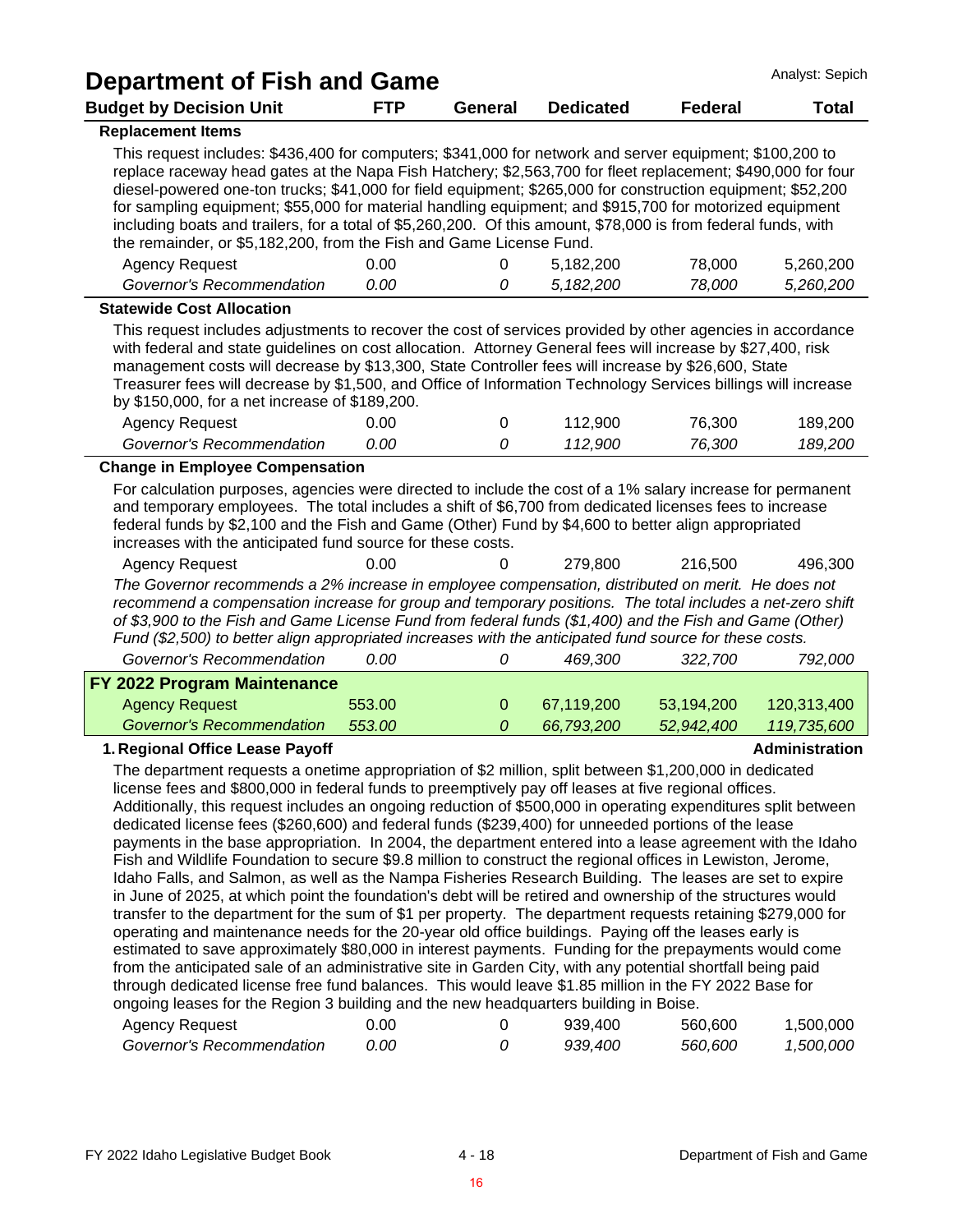# Department of Fish and Game

Analyst: Sepich

| Budget by Decision Unit | FTP | General | Dedicated | Federal | Total |
|---|---|---|---|---|---|

**Replacement Items**

This request includes: $436,400 for computers; $341,000 for network and server equipment; $100,200 to replace raceway head gates at the Napa Fish Hatchery; $2,563,700 for fleet replacement; $490,000 for four diesel-powered one-ton trucks; $41,000 for field equipment; $265,000 for construction equipment; $52,200 for sampling equipment; $55,000 for material handling equipment; and $915,700 for motorized equipment including boats and trailers, for a total of $5,260,200. Of this amount, $78,000 is from federal funds, with the remainder, or $5,182,200, from the Fish and Game License Fund.

| | FTP | General | Dedicated | Federal | Total |
|---|---|---|---|---|---|
| Agency Request | 0.00 | 0 | 5,182,200 | 78,000 | 5,260,200 |
| *Governor's Recommendation* | *0.00* | *0* | *5,182,200* | *78,000* | *5,260,200* |

**Statewide Cost Allocation**

This request includes adjustments to recover the cost of services provided by other agencies in accordance with federal and state guidelines on cost allocation. Attorney General fees will increase by $27,400, risk management costs will decrease by $13,300, State Controller fees will increase by $26,600, State Treasurer fees will decrease by $1,500, and Office of Information Technology Services billings will increase by $150,000, for a net increase of $189,200.

| | FTP | General | Dedicated | Federal | Total |
|---|---|---|---|---|---|
| Agency Request | 0.00 | 0 | 112,900 | 76,300 | 189,200 |
| *Governor's Recommendation* | *0.00* | *0* | *112,900* | *76,300* | *189,200* |

**Change in Employee Compensation**

For calculation purposes, agencies were directed to include the cost of a 1% salary increase for permanent and temporary employees. The total includes a shift of $6,700 from dedicated licenses fees to increase federal funds by $2,100 and the Fish and Game (Other) Fund by $4,600 to better align appropriated increases with the anticipated fund source for these costs.

| | FTP | General | Dedicated | Federal | Total |
|---|---|---|---|---|---|
| Agency Request | 0.00 | 0 | 279,800 | 216,500 | 496,300 |

*The Governor recommends a 2% increase in employee compensation, distributed on merit. He does not recommend a compensation increase for group and temporary positions. The total includes a net-zero shift of $3,900 to the Fish and Game License Fund from federal funds ($1,400) and the Fish and Game (Other) Fund ($2,500) to better align appropriated increases with the anticipated fund source for these costs.*

| | FTP | General | Dedicated | Federal | Total |
|---|---|---|---|---|---|
| *Governor's Recommendation* | *0.00* | *0* | *469,300* | *322,700* | *792,000* |

**FY 2022 Program Maintenance**

| | FTP | General | Dedicated | Federal | Total |
|---|---|---|---|---|---|
| Agency Request | 553.00 | 0 | 67,119,200 | 53,194,200 | 120,313,400 |
| *Governor's Recommendation* | *553.00* | *0* | *66,793,200* | *52,942,400* | *119,735,600* |

**1. Regional Office Lease Payoff** — **Administration**

The department requests a onetime appropriation of $2 million, split between $1,200,000 in dedicated license fees and $800,000 in federal funds to preemptively pay off leases at five regional offices. Additionally, this request includes an ongoing reduction of $500,000 in operating expenditures split between dedicated license fees ($260,600) and federal funds ($239,400) for unneeded portions of the lease payments in the base appropriation. In 2004, the department entered into a lease agreement with the Idaho Fish and Wildlife Foundation to secure $9.8 million to construct the regional offices in Lewiston, Jerome, Idaho Falls, and Salmon, as well as the Nampa Fisheries Research Building. The leases are set to expire in June of 2025, at which point the foundation's debt will be retired and ownership of the structures would transfer to the department for the sum of $1 per property. The department requests retaining $279,000 for operating and maintenance needs for the 20-year old office buildings. Paying off the leases early is estimated to save approximately $80,000 in interest payments. Funding for the prepayments would come from the anticipated sale of an administrative site in Garden City, with any potential shortfall being paid through dedicated license free fund balances. This would leave $1.85 million in the FY 2022 Base for ongoing leases for the Region 3 building and the new headquarters building in Boise.

| | FTP | General | Dedicated | Federal | Total |
|---|---|---|---|---|---|
| Agency Request | 0.00 | 0 | 939,400 | 560,600 | 1,500,000 |
| *Governor's Recommendation* | *0.00* | *0* | *939,400* | *560,600* | *1,500,000* |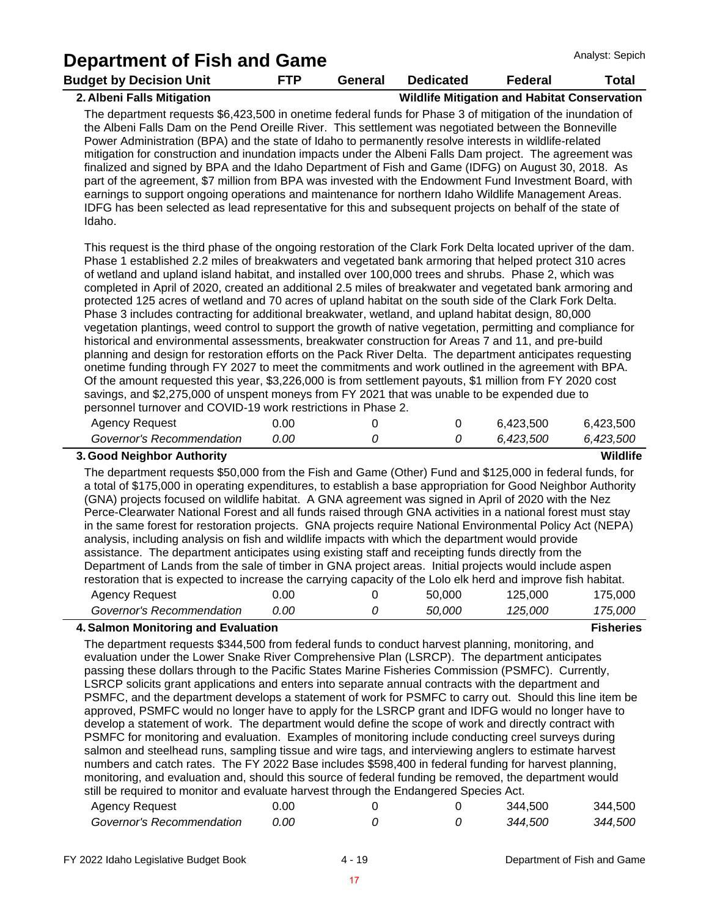# Department of Fish and Game

Analyst: Sepich

| Budget by Decision Unit | FTP | General | Dedicated | Federal | Total |
|---|---|---|---|---|---|

**2. Albeni Falls Mitigation** — **Wildlife Mitigation and Habitat Conservation**

The department requests $6,423,500 in onetime federal funds for Phase 3 of mitigation of the inundation of the Albeni Falls Dam on the Pend Oreille River. This settlement was negotiated between the Bonneville Power Administration (BPA) and the state of Idaho to permanently resolve interests in wildlife-related mitigation for construction and inundation impacts under the Albeni Falls Dam project. The agreement was finalized and signed by BPA and the Idaho Department of Fish and Game (IDFG) on August 30, 2018. As part of the agreement, $7 million from BPA was invested with the Endowment Fund Investment Board, with earnings to support ongoing operations and maintenance for northern Idaho Wildlife Management Areas. IDFG has been selected as lead representative for this and subsequent projects on behalf of the state of Idaho.

This request is the third phase of the ongoing restoration of the Clark Fork Delta located upriver of the dam. Phase 1 established 2.2 miles of breakwaters and vegetated bank armoring that helped protect 310 acres of wetland and upland island habitat, and installed over 100,000 trees and shrubs. Phase 2, which was completed in April of 2020, created an additional 2.5 miles of breakwater and vegetated bank armoring and protected 125 acres of wetland and 70 acres of upland habitat on the south side of the Clark Fork Delta. Phase 3 includes contracting for additional breakwater, wetland, and upland habitat design, 80,000 vegetation plantings, weed control to support the growth of native vegetation, permitting and compliance for historical and environmental assessments, breakwater construction for Areas 7 and 11, and pre-build planning and design for restoration efforts on the Pack River Delta. The department anticipates requesting onetime funding through FY 2027 to meet the commitments and work outlined in the agreement with BPA. Of the amount requested this year, $3,226,000 is from settlement payouts, $1 million from FY 2020 cost savings, and $2,275,000 of unspent moneys from FY 2021 that was unable to be expended due to personnel turnover and COVID-19 work restrictions in Phase 2.

| | FTP | General | Dedicated | Federal | Total |
|---|---|---|---|---|---|
| Agency Request | 0.00 | 0 | 0 | 6,423,500 | 6,423,500 |
| *Governor's Recommendation* | *0.00* | *0* | *0* | *6,423,500* | *6,423,500* |

**3. Good Neighbor Authority** — **Wildlife**

The department requests $50,000 from the Fish and Game (Other) Fund and $125,000 in federal funds, for a total of $175,000 in operating expenditures, to establish a base appropriation for Good Neighbor Authority (GNA) projects focused on wildlife habitat. A GNA agreement was signed in April of 2020 with the Nez Perce-Clearwater National Forest and all funds raised through GNA activities in a national forest must stay in the same forest for restoration projects. GNA projects require National Environmental Policy Act (NEPA) analysis, including analysis on fish and wildlife impacts with which the department would provide assistance. The department anticipates using existing staff and receipting funds directly from the Department of Lands from the sale of timber in GNA project areas. Initial projects would include aspen restoration that is expected to increase the carrying capacity of the Lolo elk herd and improve fish habitat.

| | FTP | General | Dedicated | Federal | Total |
|---|---|---|---|---|---|
| Agency Request | 0.00 | 0 | 50,000 | 125,000 | 175,000 |
| *Governor's Recommendation* | *0.00* | *0* | *50,000* | *125,000* | *175,000* |

**4. Salmon Monitoring and Evaluation** — **Fisheries**

The department requests $344,500 from federal funds to conduct harvest planning, monitoring, and evaluation under the Lower Snake River Comprehensive Plan (LSRCP). The department anticipates passing these dollars through to the Pacific States Marine Fisheries Commission (PSMFC). Currently, LSRCP solicits grant applications and enters into separate annual contracts with the department and PSMFC, and the department develops a statement of work for PSMFC to carry out. Should this line item be approved, PSMFC would no longer have to apply for the LSRCP grant and IDFG would no longer have to develop a statement of work. The department would define the scope of work and directly contract with PSMFC for monitoring and evaluation. Examples of monitoring include conducting creel surveys during salmon and steelhead runs, sampling tissue and wire tags, and interviewing anglers to estimate harvest numbers and catch rates. The FY 2022 Base includes $598,400 in federal funding for harvest planning, monitoring, and evaluation and, should this source of federal funding be removed, the department would still be required to monitor and evaluate harvest through the Endangered Species Act.

| | FTP | General | Dedicated | Federal | Total |
|---|---|---|---|---|---|
| Agency Request | 0.00 | 0 | 0 | 344,500 | 344,500 |
| *Governor's Recommendation* | *0.00* | *0* | *0* | *344,500* | *344,500* |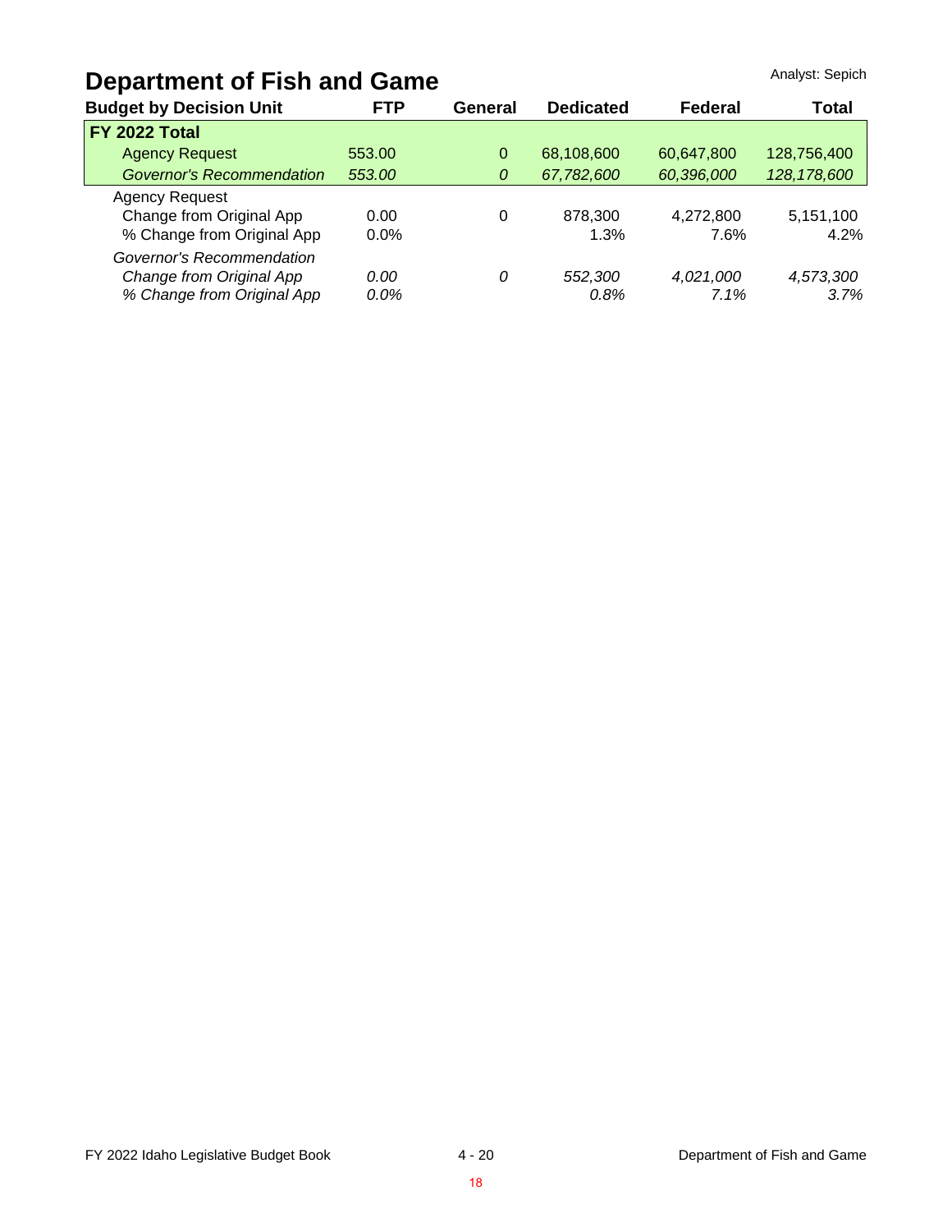# Department of Fish and Game

Analyst: Sepich

| Budget by Decision Unit | FTP | General | Dedicated | Federal | Total |
|---|---|---|---|---|---|
| **FY 2022 Total** | | | | | |
| Agency Request | 553.00 | 0 | 68,108,600 | 60,647,800 | 128,756,400 |
| *Governor's Recommendation* | *553.00* | *0* | *67,782,600* | *60,396,000* | *128,178,600* |
| Agency Request | | | | | |
| Change from Original App | 0.00 | 0 | 878,300 | 4,272,800 | 5,151,100 |
| % Change from Original App | 0.0% | | 1.3% | 7.6% | 4.2% |
| *Governor's Recommendation* | | | | | |
| *Change from Original App* | *0.00* | *0* | *552,300* | *4,021,000* | *4,573,300* |
| *% Change from Original App* | *0.0%* | | *0.8%* | *7.1%* | *3.7%* |